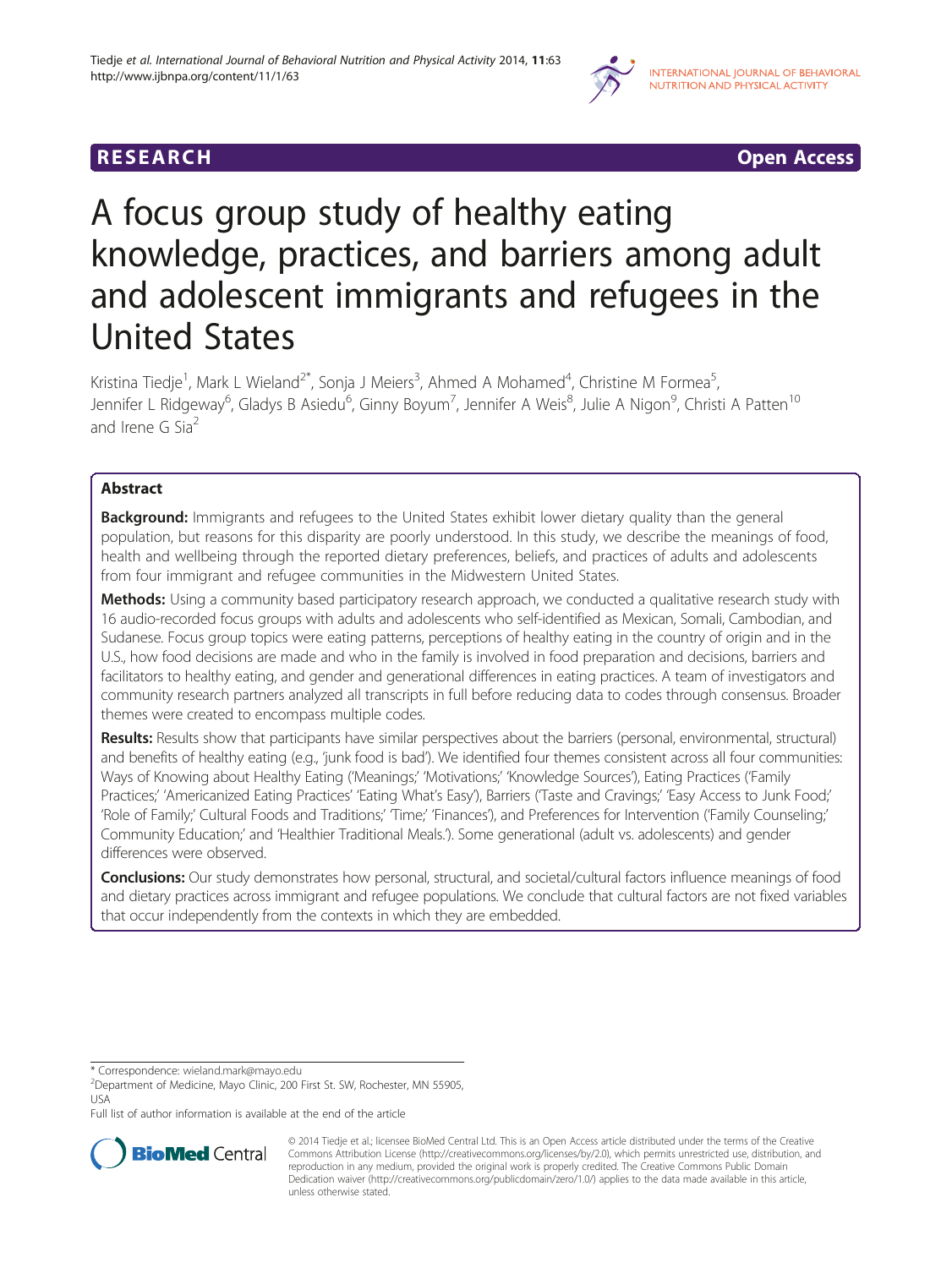RESEARCH Open Access

# A focus group study of healthy eating knowledge, practices, and barriers among adult and adolescent immigrants and refugees in the United States

Kristina Tiedje[1], Mark L Wieland[2*], Sonja J Meiers[3], Ahmed A Mohamed[4], Christine M Formea[5], Jennifer L Ridgeway[6], Gladys B Asiedu[6], Ginny Boyum[7], Jennifer A Weis[8], Julie A Nigon[9], Christi A Patten[10] and Irene G Sia[2]

## Abstract

**Background:** Immigrants and refugees to the United States exhibit lower dietary quality than the general population, but reasons for this disparity are poorly understood. In this study, we describe the meanings of food, health and wellbeing through the reported dietary preferences, beliefs, and practices of adults and adolescents from four immigrant and refugee communities in the Midwestern United States.

**Methods:** Using a community based participatory research approach, we conducted a qualitative research study with 16 audio-recorded focus groups with adults and adolescents who self-identified as Mexican, Somali, Cambodian, and Sudanese. Focus group topics were eating patterns, perceptions of healthy eating in the country of origin and in the U.S., how food decisions are made and who in the family is involved in food preparation and decisions, barriers and facilitators to healthy eating, and gender and generational differences in eating practices. A team of investigators and community research partners analyzed all transcripts in full before reducing data to codes through consensus. Broader themes were created to encompass multiple codes.

**Results:** Results show that participants have similar perspectives about the barriers (personal, environmental, structural) and benefits of healthy eating (e.g., 'junk food is bad'). We identified four themes consistent across all four communities: Ways of Knowing about Healthy Eating ('Meanings;' 'Motivations;' 'Knowledge Sources'), Eating Practices ('Family Practices;' 'Americanized Eating Practices' 'Eating What's Easy'), Barriers ('Taste and Cravings;' 'Easy Access to Junk Food;' 'Role of Family;' Cultural Foods and Traditions;' 'Time;' 'Finances'), and Preferences for Intervention ('Family Counseling;' Community Education;' and 'Healthier Traditional Meals.'). Some generational (adult vs. adolescents) and gender differences were observed.

**Conclusions:** Our study demonstrates how personal, structural, and societal/cultural factors influence meanings of food and dietary practices across immigrant and refugee populations. We conclude that cultural factors are not fixed variables that occur independently from the contexts in which they are embedded.

---

* Correspondence: wieland.mark@mayo.edu
[2]Department of Medicine, Mayo Clinic, 200 First St. SW, Rochester, MN 55905, USA
Full list of author information is available at the end of the article

© 2014 Tiedje et al.; licensee BioMed Central Ltd. This is an Open Access article distributed under the terms of the Creative Commons Attribution License (http://creativecommons.org/licenses/by/2.0), which permits unrestricted use, distribution, and reproduction in any medium, provided the original work is properly credited. The Creative Commons Public Domain Dedication waiver (http://creativecommons.org/publicdomain/zero/1.0/) applies to the data made available in this article, unless otherwise stated.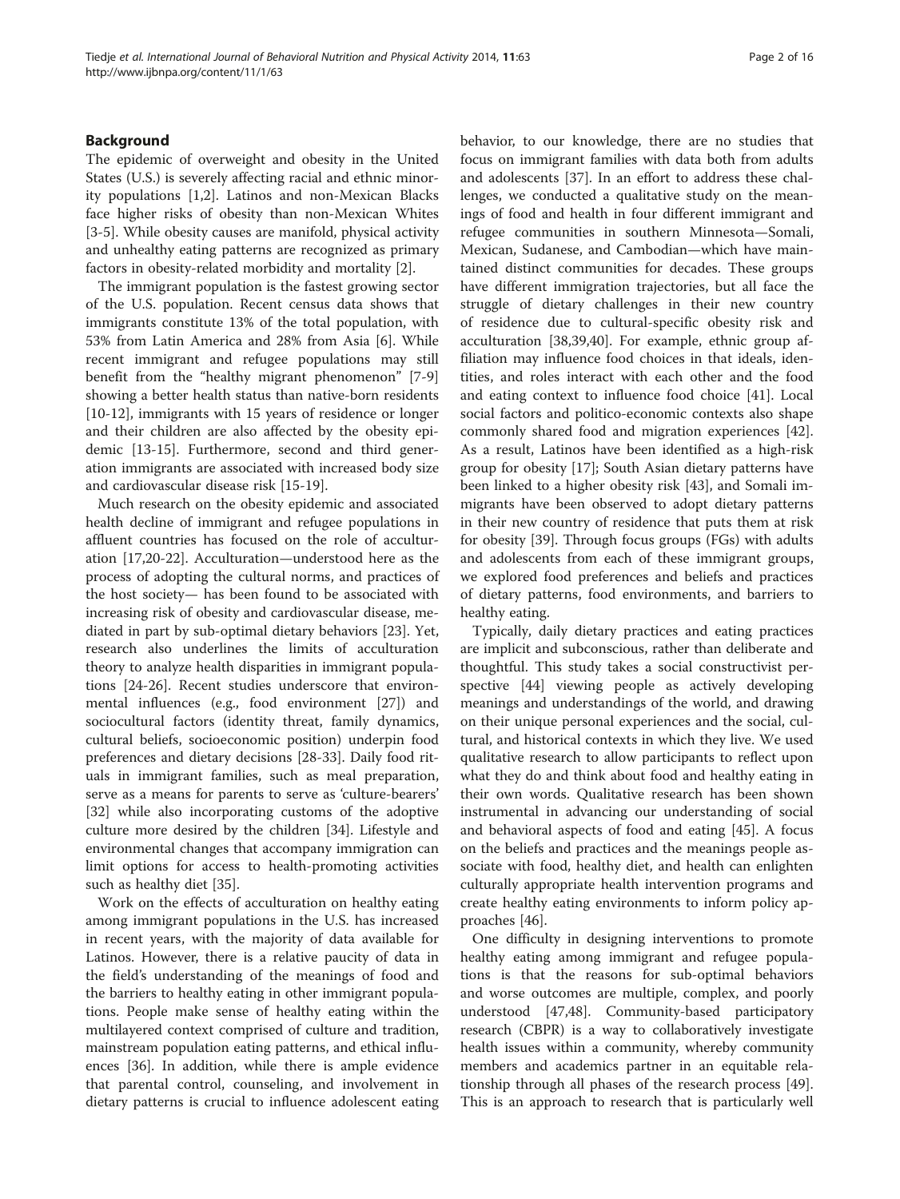## Background

The epidemic of overweight and obesity in the United States (U.S.) is severely affecting racial and ethnic minority populations [1,2]. Latinos and non-Mexican Blacks face higher risks of obesity than non-Mexican Whites [3-5]. While obesity causes are manifold, physical activity and unhealthy eating patterns are recognized as primary factors in obesity-related morbidity and mortality [2].

The immigrant population is the fastest growing sector of the U.S. population. Recent census data shows that immigrants constitute 13% of the total population, with 53% from Latin America and 28% from Asia [6]. While recent immigrant and refugee populations may still benefit from the "healthy migrant phenomenon" [7-9] showing a better health status than native-born residents [10-12], immigrants with 15 years of residence or longer and their children are also affected by the obesity epidemic [13-15]. Furthermore, second and third generation immigrants are associated with increased body size and cardiovascular disease risk [15-19].

Much research on the obesity epidemic and associated health decline of immigrant and refugee populations in affluent countries has focused on the role of acculturation [17,20-22]. Acculturation—understood here as the process of adopting the cultural norms, and practices of the host society— has been found to be associated with increasing risk of obesity and cardiovascular disease, mediated in part by sub-optimal dietary behaviors [23]. Yet, research also underlines the limits of acculturation theory to analyze health disparities in immigrant populations [24-26]. Recent studies underscore that environmental influences (e.g., food environment [27]) and sociocultural factors (identity threat, family dynamics, cultural beliefs, socioeconomic position) underpin food preferences and dietary decisions [28-33]. Daily food rituals in immigrant families, such as meal preparation, serve as a means for parents to serve as 'culture-bearers' [32] while also incorporating customs of the adoptive culture more desired by the children [34]. Lifestyle and environmental changes that accompany immigration can limit options for access to health-promoting activities such as healthy diet [35].

Work on the effects of acculturation on healthy eating among immigrant populations in the U.S. has increased in recent years, with the majority of data available for Latinos. However, there is a relative paucity of data in the field's understanding of the meanings of food and the barriers to healthy eating in other immigrant populations. People make sense of healthy eating within the multilayered context comprised of culture and tradition, mainstream population eating patterns, and ethical influences [36]. In addition, while there is ample evidence that parental control, counseling, and involvement in dietary patterns is crucial to influence adolescent eating behavior, to our knowledge, there are no studies that focus on immigrant families with data both from adults and adolescents [37]. In an effort to address these challenges, we conducted a qualitative study on the meanings of food and health in four different immigrant and refugee communities in southern Minnesota—Somali, Mexican, Sudanese, and Cambodian—which have maintained distinct communities for decades. These groups have different immigration trajectories, but all face the struggle of dietary challenges in their new country of residence due to cultural-specific obesity risk and acculturation [38,39,40]. For example, ethnic group affiliation may influence food choices in that ideals, identities, and roles interact with each other and the food and eating context to influence food choice [41]. Local social factors and politico-economic contexts also shape commonly shared food and migration experiences [42]. As a result, Latinos have been identified as a high-risk group for obesity [17]; South Asian dietary patterns have been linked to a higher obesity risk [43], and Somali immigrants have been observed to adopt dietary patterns in their new country of residence that puts them at risk for obesity [39]. Through focus groups (FGs) with adults and adolescents from each of these immigrant groups, we explored food preferences and beliefs and practices of dietary patterns, food environments, and barriers to healthy eating.

Typically, daily dietary practices and eating practices are implicit and subconscious, rather than deliberate and thoughtful. This study takes a social constructivist perspective [44] viewing people as actively developing meanings and understandings of the world, and drawing on their unique personal experiences and the social, cultural, and historical contexts in which they live. We used qualitative research to allow participants to reflect upon what they do and think about food and healthy eating in their own words. Qualitative research has been shown instrumental in advancing our understanding of social and behavioral aspects of food and eating [45]. A focus on the beliefs and practices and the meanings people associate with food, healthy diet, and health can enlighten culturally appropriate health intervention programs and create healthy eating environments to inform policy approaches [46].

One difficulty in designing interventions to promote healthy eating among immigrant and refugee populations is that the reasons for sub-optimal behaviors and worse outcomes are multiple, complex, and poorly understood [47,48]. Community-based participatory research (CBPR) is a way to collaboratively investigate health issues within a community, whereby community members and academics partner in an equitable relationship through all phases of the research process [49]. This is an approach to research that is particularly well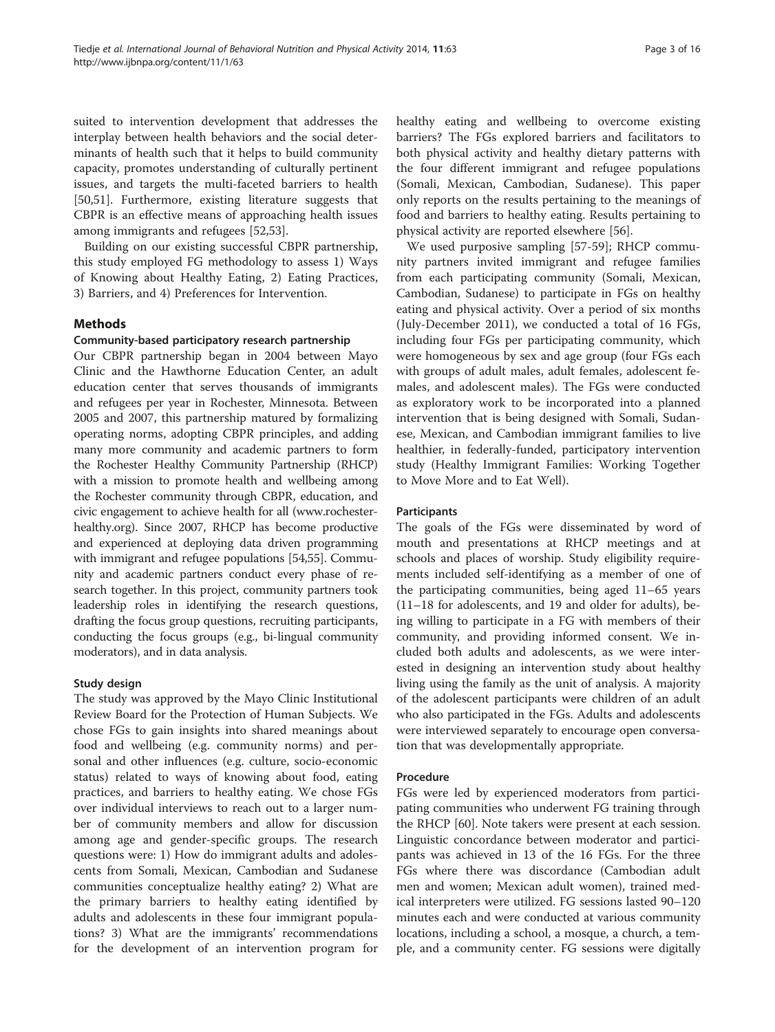suited to intervention development that addresses the interplay between health behaviors and the social determinants of health such that it helps to build community capacity, promotes understanding of culturally pertinent issues, and targets the multi-faceted barriers to health [50,51]. Furthermore, existing literature suggests that CBPR is an effective means of approaching health issues among immigrants and refugees [52,53].

Building on our existing successful CBPR partnership, this study employed FG methodology to assess 1) Ways of Knowing about Healthy Eating, 2) Eating Practices, 3) Barriers, and 4) Preferences for Intervention.

## Methods

### Community-based participatory research partnership

Our CBPR partnership began in 2004 between Mayo Clinic and the Hawthorne Education Center, an adult education center that serves thousands of immigrants and refugees per year in Rochester, Minnesota. Between 2005 and 2007, this partnership matured by formalizing operating norms, adopting CBPR principles, and adding many more community and academic partners to form the Rochester Healthy Community Partnership (RHCP) with a mission to promote health and wellbeing among the Rochester community through CBPR, education, and civic engagement to achieve health for all (www.rochesterhealthy.org). Since 2007, RHCP has become productive and experienced at deploying data driven programming with immigrant and refugee populations [54,55]. Community and academic partners conduct every phase of research together. In this project, community partners took leadership roles in identifying the research questions, drafting the focus group questions, recruiting participants, conducting the focus groups (e.g., bi-lingual community moderators), and in data analysis.

### Study design

The study was approved by the Mayo Clinic Institutional Review Board for the Protection of Human Subjects. We chose FGs to gain insights into shared meanings about food and wellbeing (e.g. community norms) and personal and other influences (e.g. culture, socio-economic status) related to ways of knowing about food, eating practices, and barriers to healthy eating. We chose FGs over individual interviews to reach out to a larger number of community members and allow for discussion among age and gender-specific groups. The research questions were: 1) How do immigrant adults and adolescents from Somali, Mexican, Cambodian and Sudanese communities conceptualize healthy eating? 2) What are the primary barriers to healthy eating identified by adults and adolescents in these four immigrant populations? 3) What are the immigrants' recommendations for the development of an intervention program for healthy eating and wellbeing to overcome existing barriers? The FGs explored barriers and facilitators to both physical activity and healthy dietary patterns with the four different immigrant and refugee populations (Somali, Mexican, Cambodian, Sudanese). This paper only reports on the results pertaining to the meanings of food and barriers to healthy eating. Results pertaining to physical activity are reported elsewhere [56].

We used purposive sampling [57-59]; RHCP community partners invited immigrant and refugee families from each participating community (Somali, Mexican, Cambodian, Sudanese) to participate in FGs on healthy eating and physical activity. Over a period of six months (July-December 2011), we conducted a total of 16 FGs, including four FGs per participating community, which were homogeneous by sex and age group (four FGs each with groups of adult males, adult females, adolescent females, and adolescent males). The FGs were conducted as exploratory work to be incorporated into a planned intervention that is being designed with Somali, Sudanese, Mexican, and Cambodian immigrant families to live healthier, in federally-funded, participatory intervention study (Healthy Immigrant Families: Working Together to Move More and to Eat Well).

### Participants

The goals of the FGs were disseminated by word of mouth and presentations at RHCP meetings and at schools and places of worship. Study eligibility requirements included self-identifying as a member of one of the participating communities, being aged 11–65 years (11–18 for adolescents, and 19 and older for adults), being willing to participate in a FG with members of their community, and providing informed consent. We included both adults and adolescents, as we were interested in designing an intervention study about healthy living using the family as the unit of analysis. A majority of the adolescent participants were children of an adult who also participated in the FGs. Adults and adolescents were interviewed separately to encourage open conversation that was developmentally appropriate.

### Procedure

FGs were led by experienced moderators from participating communities who underwent FG training through the RHCP [60]. Note takers were present at each session. Linguistic concordance between moderator and participants was achieved in 13 of the 16 FGs. For the three FGs where there was discordance (Cambodian adult men and women; Mexican adult women), trained medical interpreters were utilized. FG sessions lasted 90–120 minutes each and were conducted at various community locations, including a school, a mosque, a church, a temple, and a community center. FG sessions were digitally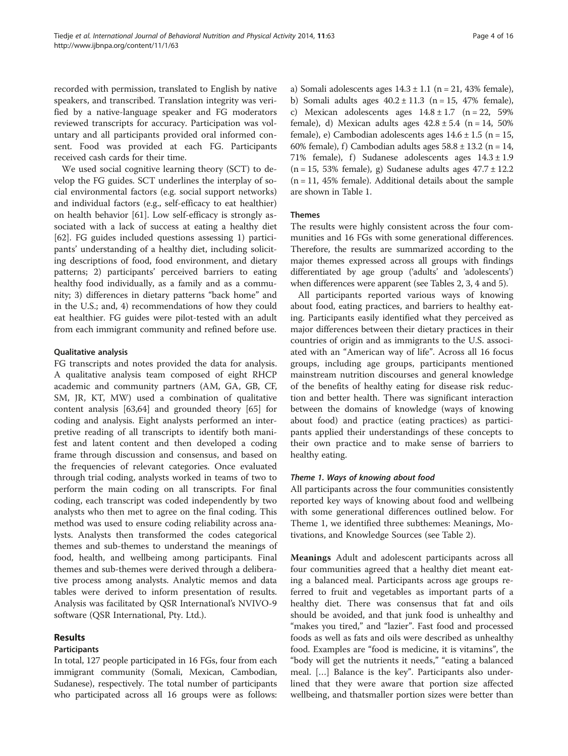recorded with permission, translated to English by native speakers, and transcribed. Translation integrity was verified by a native-language speaker and FG moderators reviewed transcripts for accuracy. Participation was voluntary and all participants provided oral informed consent. Food was provided at each FG. Participants received cash cards for their time.

We used social cognitive learning theory (SCT) to develop the FG guides. SCT underlines the interplay of social environmental factors (e.g. social support networks) and individual factors (e.g., self-efficacy to eat healthier) on health behavior [61]. Low self-efficacy is strongly associated with a lack of success at eating a healthy diet [62]. FG guides included questions assessing 1) participants' understanding of a healthy diet, including soliciting descriptions of food, food environment, and dietary patterns; 2) participants' perceived barriers to eating healthy food individually, as a family and as a community; 3) differences in dietary patterns "back home" and in the U.S.; and, 4) recommendations of how they could eat healthier. FG guides were pilot-tested with an adult from each immigrant community and refined before use.

#### Qualitative analysis

FG transcripts and notes provided the data for analysis. A qualitative analysis team composed of eight RHCP academic and community partners (AM, GA, GB, CF, SM, JR, KT, MW) used a combination of qualitative content analysis [63,64] and grounded theory [65] for coding and analysis. Eight analysts performed an interpretive reading of all transcripts to identify both manifest and latent content and then developed a coding frame through discussion and consensus, and based on the frequencies of relevant categories. Once evaluated through trial coding, analysts worked in teams of two to perform the main coding on all transcripts. For final coding, each transcript was coded independently by two analysts who then met to agree on the final coding. This method was used to ensure coding reliability across analysts. Analysts then transformed the codes categorical themes and sub-themes to understand the meanings of food, health, and wellbeing among participants. Final themes and sub-themes were derived through a deliberative process among analysts. Analytic memos and data tables were derived to inform presentation of results. Analysis was facilitated by QSR International's NVIVO-9 software (QSR International, Pty. Ltd.).

## Results

### Participants

In total, 127 people participated in 16 FGs, four from each immigrant community (Somali, Mexican, Cambodian, Sudanese), respectively. The total number of participants who participated across all 16 groups were as follows: a) Somali adolescents ages $14.3 \pm 1.1$ (n = 21, 43% female), b) Somali adults ages $40.2 \pm 11.3$ (n = 15, 47% female), c) Mexican adolescents ages $14.8 \pm 1.7$ (n = 22, 59% female), d) Mexican adults ages $42.8 \pm 5.4$ (n = 14, 50% female), e) Cambodian adolescents ages $14.6 \pm 1.5$ (n = 15, 60% female), f) Cambodian adults ages $58.8 \pm 13.2$ (n = 14, 71% female), f) Sudanese adolescents ages $14.3 \pm 1.9$ (n = 15, 53% female), g) Sudanese adults ages $47.7 \pm 12.2$ (n = 11, 45% female). Additional details about the sample are shown in Table 1.

### Themes

The results were highly consistent across the four communities and 16 FGs with some generational differences. Therefore, the results are summarized according to the major themes expressed across all groups with findings differentiated by age group ('adults' and 'adolescents') when differences were apparent (see Tables 2, 3, 4 and 5).

All participants reported various ways of knowing about food, eating practices, and barriers to healthy eating. Participants easily identified what they perceived as major differences between their dietary practices in their countries of origin and as immigrants to the U.S. associated with an "American way of life". Across all 16 focus groups, including age groups, participants mentioned mainstream nutrition discourses and general knowledge of the benefits of healthy eating for disease risk reduction and better health. There was significant interaction between the domains of knowledge (ways of knowing about food) and practice (eating practices) as participants applied their understandings of these concepts to their own practice and to make sense of barriers to healthy eating.

#### *Theme 1. Ways of knowing about food*

All participants across the four communities consistently reported key ways of knowing about food and wellbeing with some generational differences outlined below. For Theme 1, we identified three subthemes: Meanings, Motivations, and Knowledge Sources (see Table 2).

**Meanings** Adult and adolescent participants across all four communities agreed that a healthy diet meant eating a balanced meal. Participants across age groups referred to fruit and vegetables as important parts of a healthy diet. There was consensus that fat and oils should be avoided, and that junk food is unhealthy and "makes you tired," and "lazier". Fast food and processed foods as well as fats and oils were described as unhealthy food. Examples are "food is medicine, it is vitamins", the "body will get the nutrients it needs," "eating a balanced meal. […] Balance is the key". Participants also underlined that they were aware that portion size affected wellbeing, and thatsmaller portion sizes were better than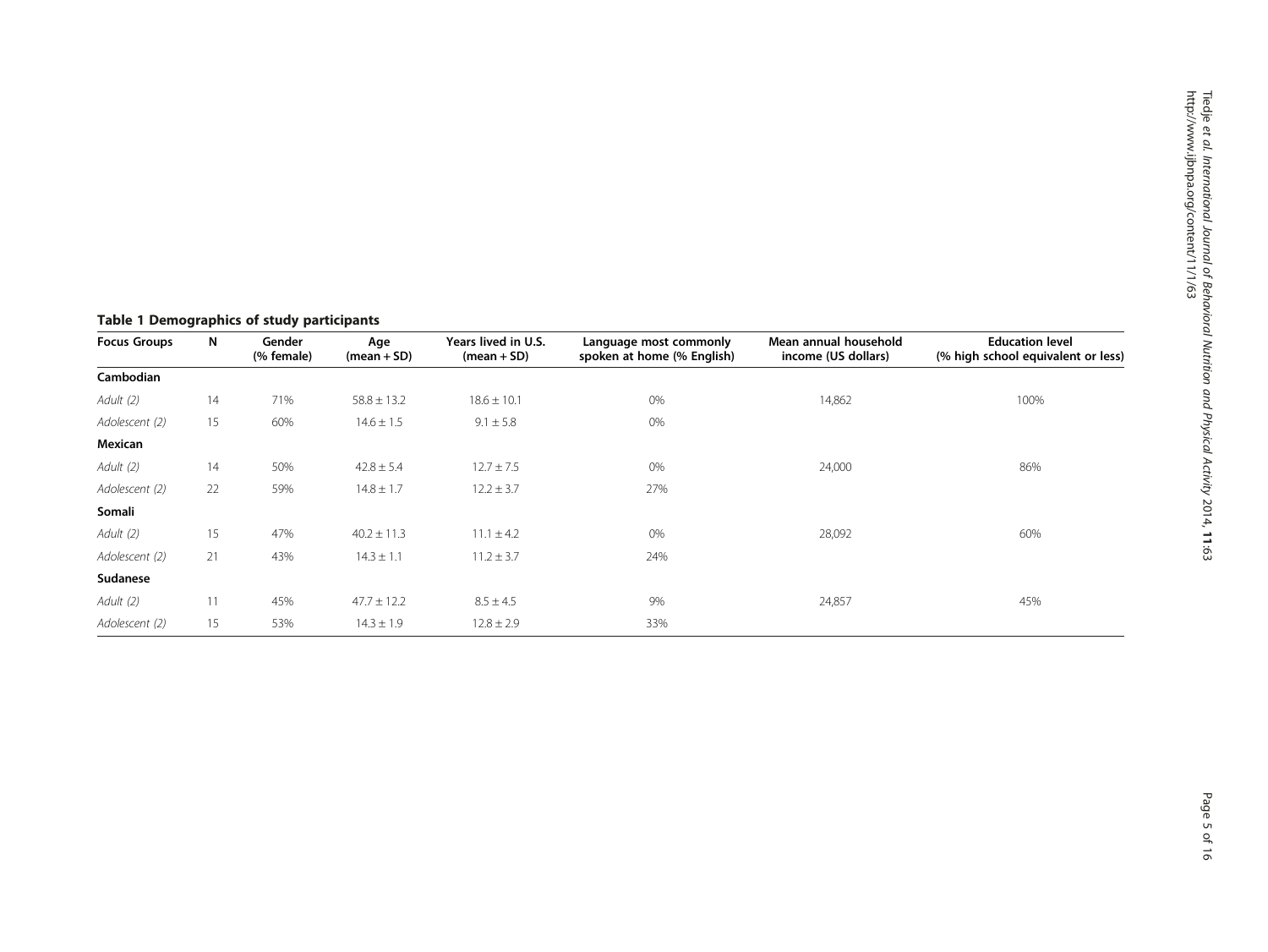**Table 1 Demographics of study participants**

| Focus Groups | N | Gender (% female) | Age (mean + SD) | Years lived in U.S. (mean + SD) | Language most commonly spoken at home (% English) | Mean annual household income (US dollars) | Education level (% high school equivalent or less) |
|---|---|---|---|---|---|---|---|
| **Cambodian** | | | | | | | |
| *Adult (2)* | 14 | 71% | 58.8 ± 13.2 | 18.6 ± 10.1 | 0% | 14,862 | 100% |
| *Adolescent (2)* | 15 | 60% | 14.6 ± 1.5 | 9.1 ± 5.8 | 0% | | |
| **Mexican** | | | | | | | |
| *Adult (2)* | 14 | 50% | 42.8 ± 5.4 | 12.7 ± 7.5 | 0% | 24,000 | 86% |
| *Adolescent (2)* | 22 | 59% | 14.8 ± 1.7 | 12.2 ± 3.7 | 27% | | |
| **Somali** | | | | | | | |
| *Adult (2)* | 15 | 47% | 40.2 ± 11.3 | 11.1 ± 4.2 | 0% | 28,092 | 60% |
| *Adolescent (2)* | 21 | 43% | 14.3 ± 1.1 | 11.2 ± 3.7 | 24% | | |
| **Sudanese** | | | | | | | |
| *Adult (2)* | 11 | 45% | 47.7 ± 12.2 | 8.5 ± 4.5 | 9% | 24,857 | 45% |
| *Adolescent (2)* | 15 | 53% | 14.3 ± 1.9 | 12.8 ± 2.9 | 33% | | |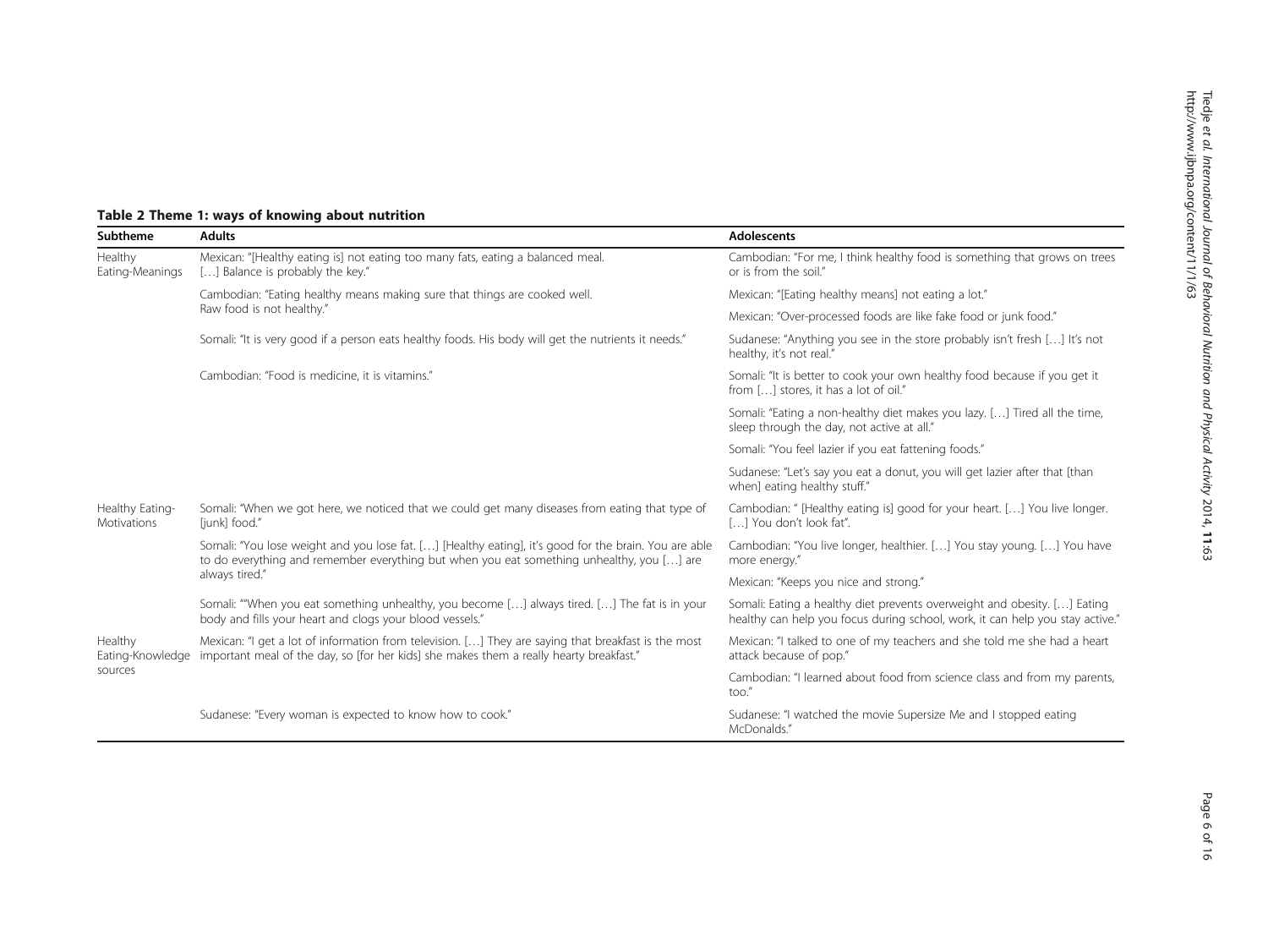**Table 2 Theme 1: ways of knowing about nutrition**

| Subtheme | Adults | Adolescents |
|---|---|---|
| Healthy Eating-Meanings | Mexican: "[Healthy eating is] not eating too many fats, eating a balanced meal. […] Balance is probably the key." | Cambodian: "For me, I think healthy food is something that grows on trees or is from the soil." |
| | Cambodian: "Eating healthy means making sure that things are cooked well. Raw food is not healthy." | Mexican: "[Eating healthy means] not eating a lot." |
| | | Mexican: "Over-processed foods are like fake food or junk food." |
| | Somali: "It is very good if a person eats healthy foods. His body will get the nutrients it needs." | Sudanese: "Anything you see in the store probably isn't fresh […] It's not healthy, it's not real." |
| | Cambodian: "Food is medicine, it is vitamins." | Somali: "It is better to cook your own healthy food because if you get it from […] stores, it has a lot of oil." |
| | | Somali: "Eating a non-healthy diet makes you lazy. […] Tired all the time, sleep through the day, not active at all." |
| | | Somali: "You feel lazier if you eat fattening foods." |
| | | Sudanese: "Let's say you eat a donut, you will get lazier after that [than when] eating healthy stuff." |
| Healthy Eating-Motivations | Somali: "When we got here, we noticed that we could get many diseases from eating that type of [junk] food." | Cambodian: " [Healthy eating is] good for your heart. […] You live longer. […] You don't look fat". |
| | Somali: "You lose weight and you lose fat. […] [Healthy eating], it's good for the brain. You are able to do everything and remember everything but when you eat something unhealthy, you […] are always tired." | Cambodian: "You live longer, healthier. […] You stay young. […] You have more energy." |
| | | Mexican: "Keeps you nice and strong." |
| | Somali: ""When you eat something unhealthy, you become […] always tired. […] The fat is in your body and fills your heart and clogs your blood vessels." | Somali: Eating a healthy diet prevents overweight and obesity. […] Eating healthy can help you focus during school, work, it can help you stay active." |
| Healthy Eating-Knowledge sources | Mexican: "I get a lot of information from television. […] They are saying that breakfast is the most important meal of the day, so [for her kids] she makes them a really hearty breakfast." | Mexican: "I talked to one of my teachers and she told me she had a heart attack because of pop." |
| | | Cambodian: "I learned about food from science class and from my parents, too." |
| | Sudanese: "Every woman is expected to know how to cook." | Sudanese: "I watched the movie Supersize Me and I stopped eating McDonalds." |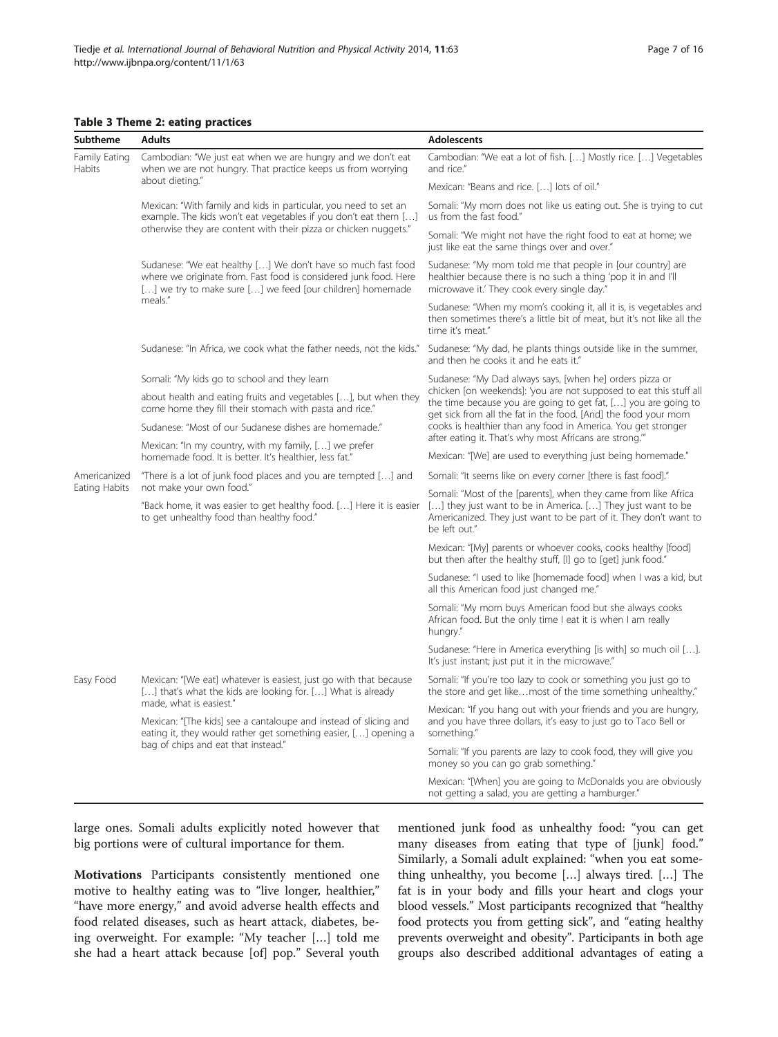**Table 3 Theme 2: eating practices**

| Subtheme | Adults | Adolescents |
|---|---|---|
| Family Eating Habits | Cambodian: "We just eat when we are hungry and we don't eat when we are not hungry. That practice keeps us from worrying about dieting." | Cambodian: "We eat a lot of fish. […] Mostly rice. […] Vegetables and rice." |
| | | Mexican: "Beans and rice. […] lots of oil." |
| | Mexican: "With family and kids in particular, you need to set an example. The kids won't eat vegetables if you don't eat them […] otherwise they are content with their pizza or chicken nuggets." | Somali: "My mom does not like us eating out. She is trying to cut us from the fast food." |
| | | Somali: "We might not have the right food to eat at home; we just like eat the same things over and over." |
| | Sudanese: "We eat healthy […] We don't have so much fast food where we originate from. Fast food is considered junk food. Here […] we try to make sure […] we feed [our children] homemade meals." | Sudanese: "My mom told me that people in [our country] are healthier because there is no such a thing 'pop it in and I'll microwave it.' They cook every single day." |
| | | Sudanese: "When my mom's cooking it, all it is, is vegetables and then sometimes there's a little bit of meat, but it's not like all the time it's meat." |
| | Sudanese: "In Africa, we cook what the father needs, not the kids." | Sudanese: "My dad, he plants things outside like in the summer, and then he cooks it and he eats it." |
| | Somali: "My kids go to school and they learn about health and eating fruits and vegetables […], but when they come home they fill their stomach with pasta and rice." Sudanese: "Most of our Sudanese dishes are homemade." Mexican: "In my country, with my family, […] we prefer homemade food. It is better. It's healthier, less fat." | Sudanese: "My Dad always says, [when he] orders pizza or chicken [on weekends]: 'you are not supposed to eat this stuff all the time because you are going to get fat, […] you are going to get sick from all the fat in the food. [And] the food your mom cooks is healthier than any food in America. You get stronger after eating it. That's why most Africans are strong.'" |
| | | Mexican: "[We] are used to everything just being homemade." |
| Americanized Eating Habits | "There is a lot of junk food places and you are tempted […] and not make your own food." "Back home, it was easier to get healthy food. […] Here it is easier to get unhealthy food than healthy food." | Somali: "It seems like on every corner [there is fast food]." |
| | | Somali: "Most of the [parents], when they came from like Africa […] they just want to be in America. […] They just want to be Americanized. They just want to be part of it. They don't want to be left out." |
| | | Mexican: "[My] parents or whoever cooks, cooks healthy [food] but then after the healthy stuff, [I] go to [get] junk food." |
| | | Sudanese: "I used to like [homemade food] when I was a kid, but all this American food just changed me." |
| | | Somali: "My mom buys American food but she always cooks African food. But the only time I eat it is when I am really hungry." |
| | | Sudanese: "Here in America everything [is with] so much oil […]. It's just instant; just put it in the microwave." |
| Easy Food | Mexican: "[We eat] whatever is easiest, just go with that because […] that's what the kids are looking for. […] What is already made, what is easiest." | Somali: "If you're too lazy to cook or something you just go to the store and get like…most of the time something unhealthy." |
| | Mexican: "[The kids] see a cantaloupe and instead of slicing and eating it, they would rather get something easier, […] opening a bag of chips and eat that instead." | Mexican: "If you hang out with your friends and you are hungry, and you have three dollars, it's easy to just go to Taco Bell or something." |
| | | Somali: "If you parents are lazy to cook food, they will give you money so you can go grab something." |
| | | Mexican: "[When] you are going to McDonalds you are obviously not getting a salad, you are getting a hamburger." |

large ones. Somali adults explicitly noted however that big portions were of cultural importance for them.

**Motivations** Participants consistently mentioned one motive to healthy eating was to "live longer, healthier," "have more energy," and avoid adverse health effects and food related diseases, such as heart attack, diabetes, being overweight. For example: "My teacher […] told me she had a heart attack because [of] pop." Several youth mentioned junk food as unhealthy food: "you can get many diseases from eating that type of [junk] food." Similarly, a Somali adult explained: "when you eat something unhealthy, you become […] always tired. […] The fat is in your body and fills your heart and clogs your blood vessels." Most participants recognized that "healthy food protects you from getting sick", and "eating healthy prevents overweight and obesity". Participants in both age groups also described additional advantages of eating a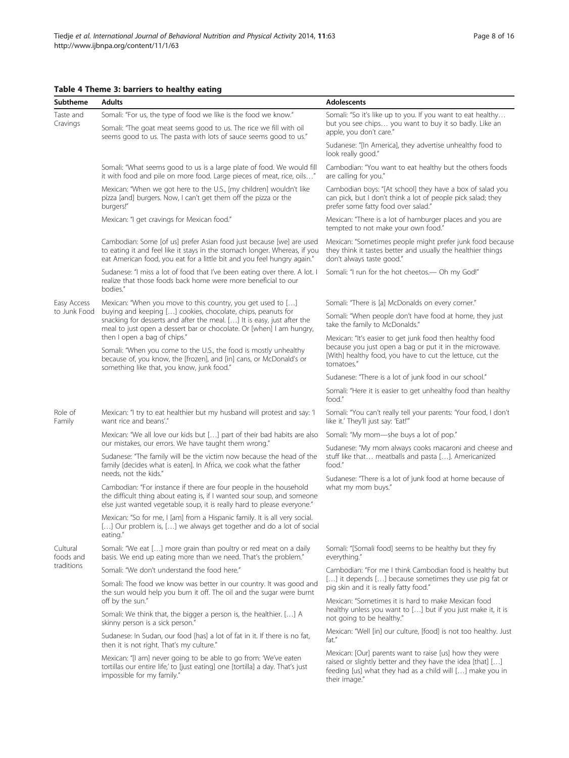**Table 4 Theme 3: barriers to healthy eating**

| Subtheme | Adults | Adolescents |
|---|---|---|
| Taste and Cravings | Somali: "For us, the type of food we like is the food we know."<br>Somali: "The goat meat seems good to us. The rice we fill with oil seems good to us. The pasta with lots of sauce seems good to us."<br>Somali: "What seems good to us is a large plate of food. We would fill it with food and pile on more food. Large pieces of meat, rice, oils…"<br>Mexican: "When we got here to the U.S., [my children] wouldn't like pizza [and] burgers. Now, I can't get them off the pizza or the burgers!"<br>Mexican: "I get cravings for Mexican food."<br>Cambodian: Some [of us] prefer Asian food just because [we] are used to eating it and feel like it stays in the stomach longer. Whereas, if you eat American food, you eat for a little bit and you feel hungry again."<br>Sudanese: "I miss a lot of food that I've been eating over there. A lot. I realize that those foods back home were more beneficial to our bodies." | Somali: "So it's like up to you. If you want to eat healthy… but you see chips… you want to buy it so badly. Like an apple, you don't care."<br>Sudanese: "[In America], they advertise unhealthy food to look really good."<br>Cambodian: "You want to eat healthy but the others foods are calling for you."<br>Cambodian boys: "[At school] they have a box of salad you can pick, but I don't think a lot of people pick salad; they prefer some fatty food over salad."<br>Mexican: "There is a lot of hamburger places and you are tempted to not make your own food."<br>Mexican: "Sometimes people might prefer junk food because they think it tastes better and usually the healthier things don't always taste good."<br>Somali: "I run for the hot cheetos.— Oh my God!" |
| Easy Access to Junk Food | Mexican: "When you move to this country, you get used to […] buying and keeping […] cookies, chocolate, chips, peanuts for snacking for desserts and after the meal. […] It is easy, just after the meal to just open a dessert bar or chocolate. Or [when] I am hungry, then I open a bag of chips."<br>Somali: "When you come to the U.S., the food is mostly unhealthy because of, you know, the [frozen], and [in] cans, or McDonald's or something like that, you know, junk food." | Somali: "There is [a] McDonalds on every corner."<br>Somali: "When people don't have food at home, they just take the family to McDonalds."<br>Mexican: "It's easier to get junk food then healthy food because you just open a bag or put it in the microwave. [With] healthy food, you have to cut the lettuce, cut the tomatoes."<br>Sudanese: "There is a lot of junk food in our school."<br>Somali: "Here it is easier to get unhealthy food than healthy food." |
| Role of Family | Mexican: "I try to eat healthier but my husband will protest and say: 'I want rice and beans'."<br>Mexican: "We all love our kids but […] part of their bad habits are also our mistakes, our errors. We have taught them wrong."<br>Sudanese: "The family will be the victim now because the head of the family [decides what is eaten]. In Africa, we cook what the father needs, not the kids."<br>Cambodian: "For instance if there are four people in the household the difficult thing about eating is, if I wanted sour soup, and someone else just wanted vegetable soup, it is really hard to please everyone."<br>Mexican: "So for me, I [am] from a Hispanic family. It is all very social. […] Our problem is, […] we always get together and do a lot of social eating." | Somali: "You can't really tell your parents: 'Your food, I don't like it.' They'll just say: 'Eat!'"<br>Somali: "My mom—she buys a lot of pop."<br>Sudanese: "My mom always cooks macaroni and cheese and stuff like that… meatballs and pasta […]. Americanized food."<br>Sudanese: "There is a lot of junk food at home because of what my mom buys." |
| Cultural foods and traditions | Somali: "We eat […] more grain than poultry or red meat on a daily basis. We end up eating more than we need. That's the problem."<br>Somali: "We don't understand the food here."<br>Somali: The food we know was better in our country. It was good and the sun would help you burn it off. The oil and the sugar were burnt off by the sun."<br>Somali: We think that, the bigger a person is, the healthier. […] A skinny person is a sick person."<br>Sudanese: In Sudan, our food [has] a lot of fat in it. If there is no fat, then it is not right. That's my culture."<br>Mexican: "[I am] never going to be able to go from: 'We've eaten tortillas our entire life,' to [just eating] one [tortilla] a day. That's just impossible for my family." | Somali: "[Somali food] seems to be healthy but they fry everything."<br>Cambodian: "For me I think Cambodian food is healthy but […] it depends […] because sometimes they use pig fat or pig skin and it is really fatty food."<br>Mexican: "Sometimes it is hard to make Mexican food healthy unless you want to […] but if you just make it, it is not going to be healthy."<br>Mexican: "Well [in] our culture, [food] is not too healthy. Just fat."<br>Mexican: [Our] parents want to raise [us] how they were raised or slightly better and they have the idea [that] […] feeding [us] what they had as a child will […] make you in their image." |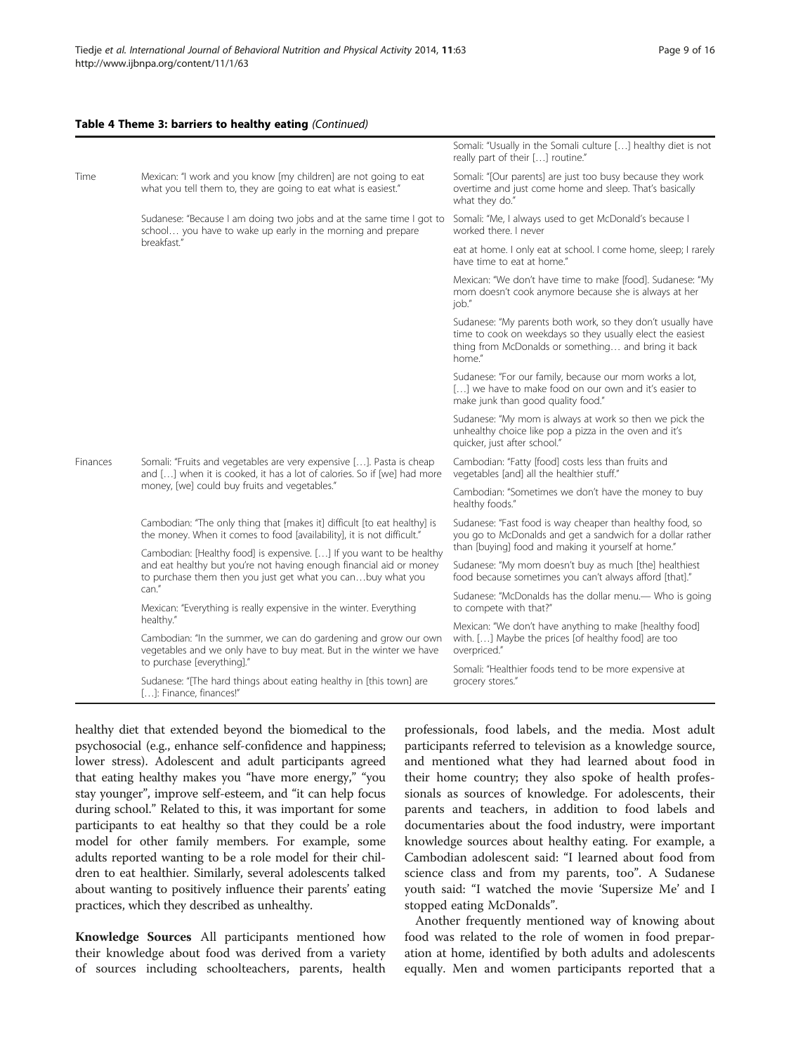**Table 4 Theme 3: barriers to healthy eating** *(Continued)*

| | | |
|---|---|---|
| | | Somali: "Usually in the Somali culture […] healthy diet is not really part of their […] routine." |
| Time | Mexican: "I work and you know [my children] are not going to eat what you tell them to, they are going to eat what is easiest." | Somali: "[Our parents] are just too busy because they work overtime and just come home and sleep. That's basically what they do." |
| | Sudanese: "Because I am doing two jobs and at the same time I got to school… you have to wake up early in the morning and prepare breakfast." | Somali: "Me, I always used to get McDonald's because I worked there. I never eat at home. I only eat at school. I come home, sleep; I rarely have time to eat at home." |
| | | Mexican: "We don't have time to make [food]. Sudanese: "My mom doesn't cook anymore because she is always at her job." |
| | | Sudanese: "My parents both work, so they don't usually have time to cook on weekdays so they usually elect the easiest thing from McDonalds or something… and bring it back home." |
| | | Sudanese: "For our family, because our mom works a lot, […] we have to make food on our own and it's easier to make junk than good quality food." |
| | | Sudanese: "My mom is always at work so then we pick the unhealthy choice like pop a pizza in the oven and it's quicker, just after school." |
| Finances | Somali: "Fruits and vegetables are very expensive […]. Pasta is cheap and […] when it is cooked, it has a lot of calories. So if [we] had more money, [we] could buy fruits and vegetables." | Cambodian: "Fatty [food] costs less than fruits and vegetables [and] all the healthier stuff." |
| | | Cambodian: "Sometimes we don't have the money to buy healthy foods." |
| | Cambodian: "The only thing that [makes it] difficult [to eat healthy] is the money. When it comes to food [availability], it is not difficult." | Sudanese: "Fast food is way cheaper than healthy food, so you go to McDonalds and get a sandwich for a dollar rather than [buying] food and making it yourself at home." |
| | Cambodian: [Healthy food] is expensive. […] If you want to be healthy and eat healthy but you're not having enough financial aid or money to purchase them then you just get what you can…buy what you can." | Sudanese: "My mom doesn't buy as much [the] healthiest food because sometimes you can't always afford [that]." |
| | Mexican: "Everything is really expensive in the winter. Everything healthy." | Sudanese: "McDonalds has the dollar menu.— Who is going to compete with that?" |
| | Cambodian: "In the summer, we can do gardening and grow our own vegetables and we only have to buy meat. But in the winter we have to purchase [everything]." | Mexican: "We don't have anything to make [healthy food] with. […] Maybe the prices [of healthy food] are too overpriced." |
| | Sudanese: "[The hard things about eating healthy in [this town] are […]: Finance, finances!" | Somali: "Healthier foods tend to be more expensive at grocery stores." |

healthy diet that extended beyond the biomedical to the psychosocial (e.g., enhance self-confidence and happiness; lower stress). Adolescent and adult participants agreed that eating healthy makes you "have more energy," "you stay younger", improve self-esteem, and "it can help focus during school." Related to this, it was important for some participants to eat healthy so that they could be a role model for other family members. For example, some adults reported wanting to be a role model for their children to eat healthier. Similarly, several adolescents talked about wanting to positively influence their parents' eating practices, which they described as unhealthy.

**Knowledge Sources** All participants mentioned how their knowledge about food was derived from a variety of sources including schoolteachers, parents, health professionals, food labels, and the media. Most adult participants referred to television as a knowledge source, and mentioned what they had learned about food in their home country; they also spoke of health professionals as sources of knowledge. For adolescents, their parents and teachers, in addition to food labels and documentaries about the food industry, were important knowledge sources about healthy eating. For example, a Cambodian adolescent said: "I learned about food from science class and from my parents, too". A Sudanese youth said: "I watched the movie 'Supersize Me' and I stopped eating McDonalds".

Another frequently mentioned way of knowing about food was related to the role of women in food preparation at home, identified by both adults and adolescents equally. Men and women participants reported that a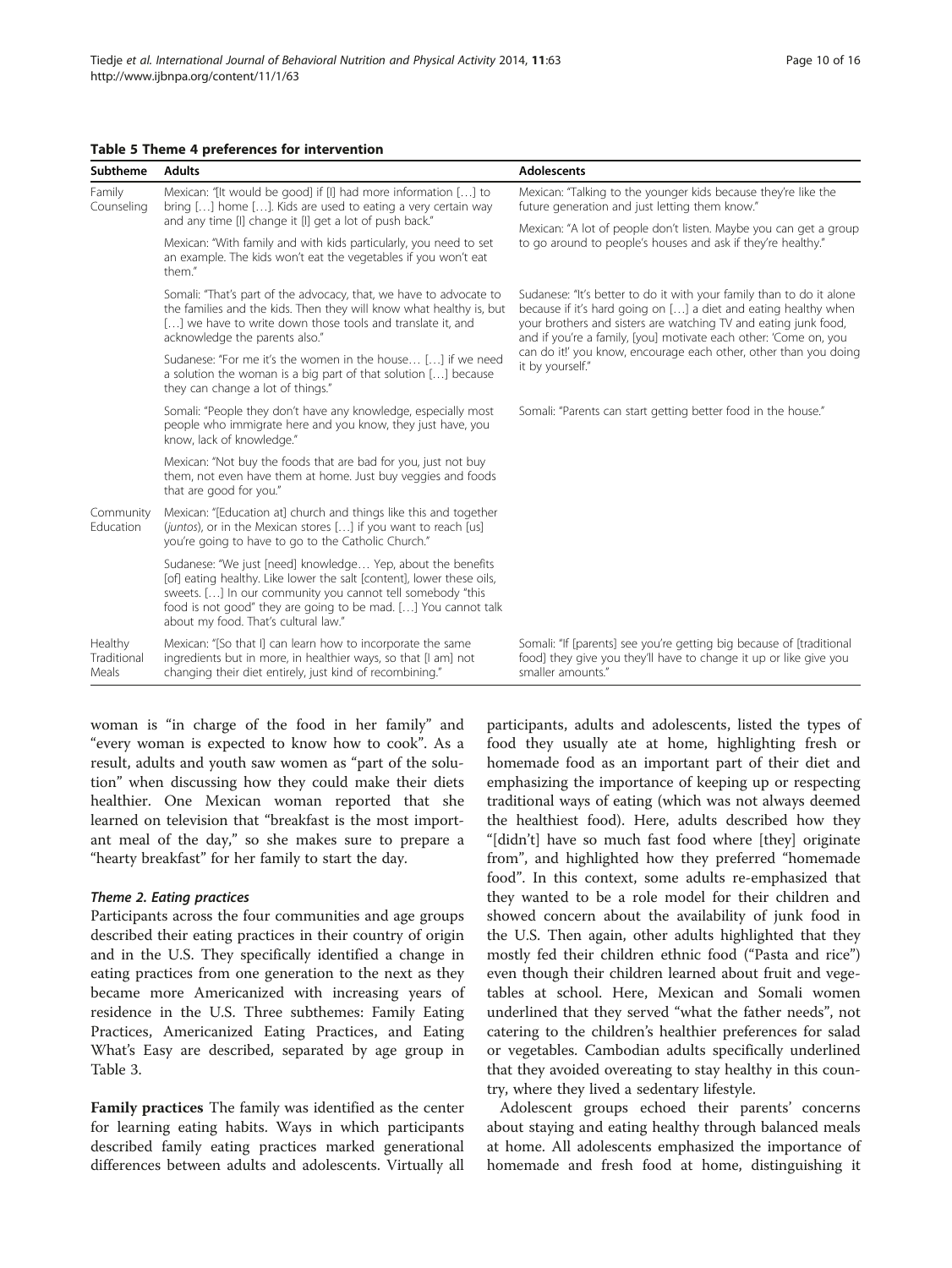**Table 5 Theme 4 preferences for intervention**

| Subtheme | Adults | Adolescents |
| --- | --- | --- |
| Family Counseling | Mexican: "[It would be good] if [I] had more information […] to bring […] home […]. Kids are used to eating a very certain way and any time [I] change it [I] get a lot of push back." | Mexican: "Talking to the younger kids because they're like the future generation and just letting them know." |
| | Mexican: "With family and with kids particularly, you need to set an example. The kids won't eat the vegetables if you won't eat them." | Mexican: "A lot of people don't listen. Maybe you can get a group to go around to people's houses and ask if they're healthy." |
| | Somali: "That's part of the advocacy, that, we have to advocate to the families and the kids. Then they will know what healthy is, but […] we have to write down those tools and translate it, and acknowledge the parents also." | Sudanese: "It's better to do it with your family than to do it alone because if it's hard going on […] a diet and eating healthy when your brothers and sisters are watching TV and eating junk food, and if you're a family, [you] motivate each other: 'Come on, you can do it!' you know, encourage each other, other than you doing it by yourself." |
| | Sudanese: "For me it's the women in the house… […] if we need a solution the woman is a big part of that solution […] because they can change a lot of things." | |
| | Somali: "People they don't have any knowledge, especially most people who immigrate here and you know, they just have, you know, lack of knowledge." | Somali: "Parents can start getting better food in the house." |
| | Mexican: "Not buy the foods that are bad for you, just not buy them, not even have them at home. Just buy veggies and foods that are good for you." | |
| Community Education | Mexican: "[Education at] church and things like this and together (*juntos*), or in the Mexican stores […] if you want to reach [us] you're going to have to go to the Catholic Church." | |
| | Sudanese: "We just [need] knowledge… Yep, about the benefits [of] eating healthy. Like lower the salt [content], lower these oils, sweets. […] In our community you cannot tell somebody "this food is not good" they are going to be mad. […] You cannot talk about my food. That's cultural law." | |
| Healthy Traditional Meals | Mexican: "[So that I] can learn how to incorporate the same ingredients but in more, in healthier ways, so that [I am] not changing their diet entirely, just kind of recombining." | Somali: "If [parents] see you're getting big because of [traditional food] they give you they'll have to change it up or like give you smaller amounts." |

woman is "in charge of the food in her family" and "every woman is expected to know how to cook". As a result, adults and youth saw women as "part of the solution" when discussing how they could make their diets healthier. One Mexican woman reported that she learned on television that "breakfast is the most important meal of the day," so she makes sure to prepare a "hearty breakfast" for her family to start the day.

#### *Theme 2. Eating practices*

Participants across the four communities and age groups described their eating practices in their country of origin and in the U.S. They specifically identified a change in eating practices from one generation to the next as they became more Americanized with increasing years of residence in the U.S. Three subthemes: Family Eating Practices, Americanized Eating Practices, and Eating What's Easy are described, separated by age group in Table 3.

**Family practices** The family was identified as the center for learning eating habits. Ways in which participants described family eating practices marked generational differences between adults and adolescents. Virtually all participants, adults and adolescents, listed the types of food they usually ate at home, highlighting fresh or homemade food as an important part of their diet and emphasizing the importance of keeping up or respecting traditional ways of eating (which was not always deemed the healthiest food). Here, adults described how they "[didn't] have so much fast food where [they] originate from", and highlighted how they preferred "homemade food". In this context, some adults re-emphasized that they wanted to be a role model for their children and showed concern about the availability of junk food in the U.S. Then again, other adults highlighted that they mostly fed their children ethnic food ("Pasta and rice") even though their children learned about fruit and vegetables at school. Here, Mexican and Somali women underlined that they served "what the father needs", not catering to the children's healthier preferences for salad or vegetables. Cambodian adults specifically underlined that they avoided overeating to stay healthy in this country, where they lived a sedentary lifestyle.

Adolescent groups echoed their parents' concerns about staying and eating healthy through balanced meals at home. All adolescents emphasized the importance of homemade and fresh food at home, distinguishing it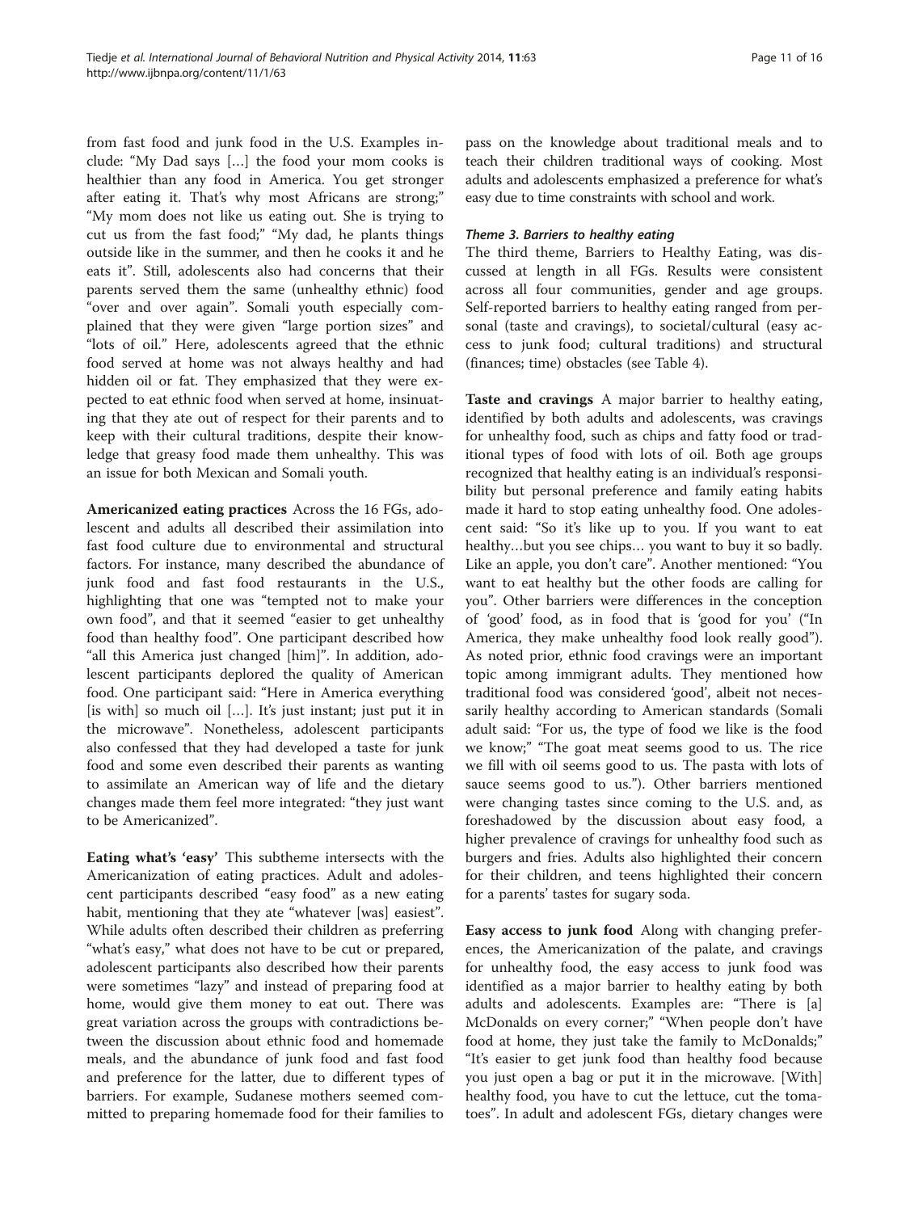from fast food and junk food in the U.S. Examples include: "My Dad says […] the food your mom cooks is healthier than any food in America. You get stronger after eating it. That's why most Africans are strong;" "My mom does not like us eating out. She is trying to cut us from the fast food;" "My dad, he plants things outside like in the summer, and then he cooks it and he eats it". Still, adolescents also had concerns that their parents served them the same (unhealthy ethnic) food "over and over again". Somali youth especially complained that they were given "large portion sizes" and "lots of oil." Here, adolescents agreed that the ethnic food served at home was not always healthy and had hidden oil or fat. They emphasized that they were expected to eat ethnic food when served at home, insinuating that they ate out of respect for their parents and to keep with their cultural traditions, despite their knowledge that greasy food made them unhealthy. This was an issue for both Mexican and Somali youth.

**Americanized eating practices** Across the 16 FGs, adolescent and adults all described their assimilation into fast food culture due to environmental and structural factors. For instance, many described the abundance of junk food and fast food restaurants in the U.S., highlighting that one was "tempted not to make your own food", and that it seemed "easier to get unhealthy food than healthy food". One participant described how "all this America just changed [him]". In addition, adolescent participants deplored the quality of American food. One participant said: "Here in America everything [is with] so much oil […]. It's just instant; just put it in the microwave". Nonetheless, adolescent participants also confessed that they had developed a taste for junk food and some even described their parents as wanting to assimilate an American way of life and the dietary changes made them feel more integrated: "they just want to be Americanized".

**Eating what's 'easy'** This subtheme intersects with the Americanization of eating practices. Adult and adolescent participants described "easy food" as a new eating habit, mentioning that they ate "whatever [was] easiest". While adults often described their children as preferring "what's easy," what does not have to be cut or prepared, adolescent participants also described how their parents were sometimes "lazy" and instead of preparing food at home, would give them money to eat out. There was great variation across the groups with contradictions between the discussion about ethnic food and homemade meals, and the abundance of junk food and fast food and preference for the latter, due to different types of barriers. For example, Sudanese mothers seemed committed to preparing homemade food for their families to pass on the knowledge about traditional meals and to teach their children traditional ways of cooking. Most adults and adolescents emphasized a preference for what's easy due to time constraints with school and work.

#### *Theme 3. Barriers to healthy eating*

The third theme, Barriers to Healthy Eating, was discussed at length in all FGs. Results were consistent across all four communities, gender and age groups. Self-reported barriers to healthy eating ranged from personal (taste and cravings), to societal/cultural (easy access to junk food; cultural traditions) and structural (finances; time) obstacles (see Table 4).

**Taste and cravings** A major barrier to healthy eating, identified by both adults and adolescents, was cravings for unhealthy food, such as chips and fatty food or traditional types of food with lots of oil. Both age groups recognized that healthy eating is an individual's responsibility but personal preference and family eating habits made it hard to stop eating unhealthy food. One adolescent said: "So it's like up to you. If you want to eat healthy…but you see chips… you want to buy it so badly. Like an apple, you don't care". Another mentioned: "You want to eat healthy but the other foods are calling for you". Other barriers were differences in the conception of 'good' food, as in food that is 'good for you' ("In America, they make unhealthy food look really good"). As noted prior, ethnic food cravings were an important topic among immigrant adults. They mentioned how traditional food was considered 'good', albeit not necessarily healthy according to American standards (Somali adult said: "For us, the type of food we like is the food we know;" "The goat meat seems good to us. The rice we fill with oil seems good to us. The pasta with lots of sauce seems good to us."). Other barriers mentioned were changing tastes since coming to the U.S. and, as foreshadowed by the discussion about easy food, a higher prevalence of cravings for unhealthy food such as burgers and fries. Adults also highlighted their concern for their children, and teens highlighted their concern for a parents' tastes for sugary soda.

**Easy access to junk food** Along with changing preferences, the Americanization of the palate, and cravings for unhealthy food, the easy access to junk food was identified as a major barrier to healthy eating by both adults and adolescents. Examples are: "There is [a] McDonalds on every corner;" "When people don't have food at home, they just take the family to McDonalds;" "It's easier to get junk food than healthy food because you just open a bag or put it in the microwave. [With] healthy food, you have to cut the lettuce, cut the tomatoes". In adult and adolescent FGs, dietary changes were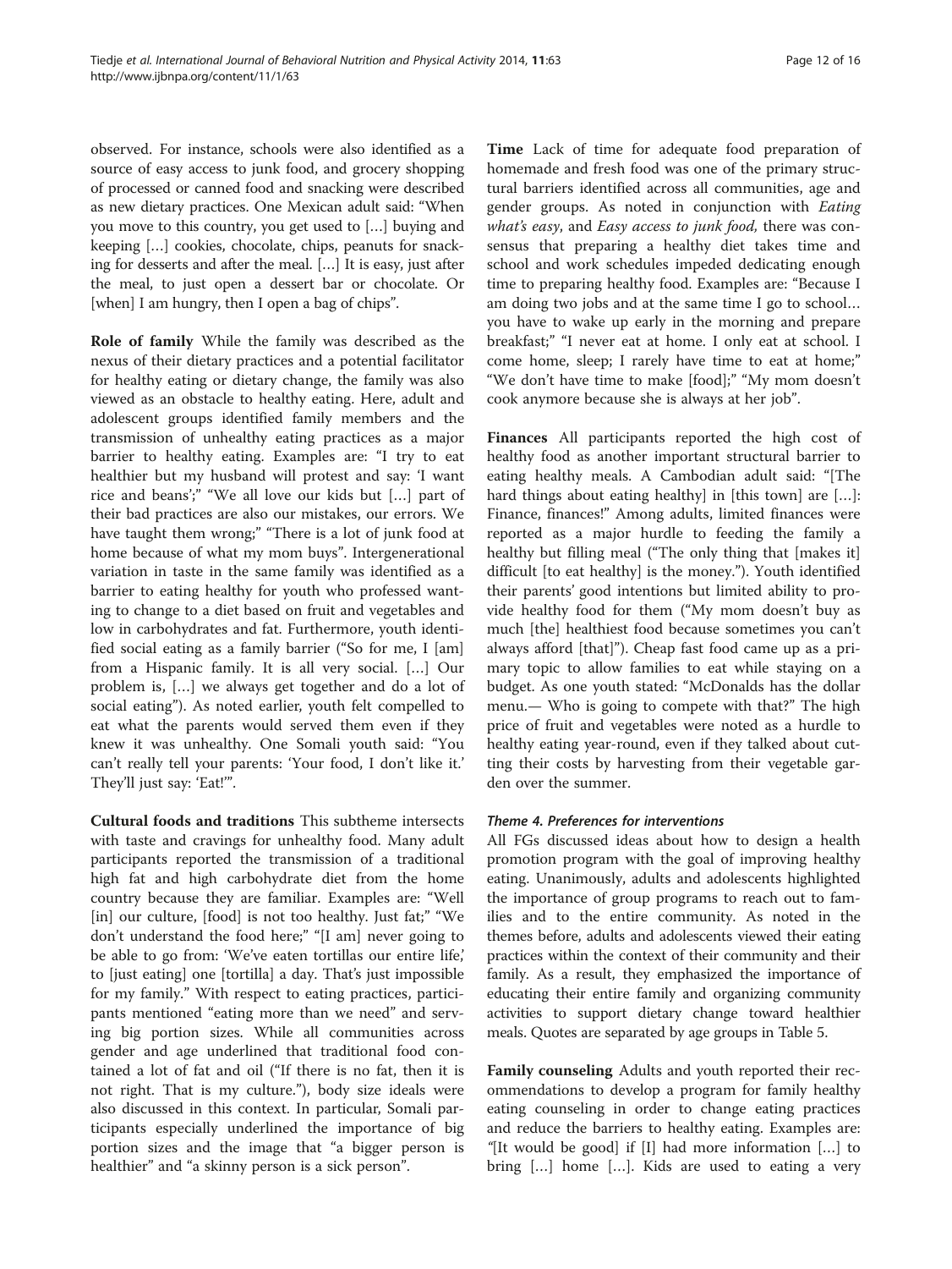observed. For instance, schools were also identified as a source of easy access to junk food, and grocery shopping of processed or canned food and snacking were described as new dietary practices. One Mexican adult said: "When you move to this country, you get used to […] buying and keeping […] cookies, chocolate, chips, peanuts for snacking for desserts and after the meal. […] It is easy, just after the meal, to just open a dessert bar or chocolate. Or [when] I am hungry, then I open a bag of chips".

**Role of family** While the family was described as the nexus of their dietary practices and a potential facilitator for healthy eating or dietary change, the family was also viewed as an obstacle to healthy eating. Here, adult and adolescent groups identified family members and the transmission of unhealthy eating practices as a major barrier to healthy eating. Examples are: "I try to eat healthier but my husband will protest and say: 'I want rice and beans';" "We all love our kids but […] part of their bad practices are also our mistakes, our errors. We have taught them wrong;" "There is a lot of junk food at home because of what my mom buys". Intergenerational variation in taste in the same family was identified as a barrier to eating healthy for youth who professed wanting to change to a diet based on fruit and vegetables and low in carbohydrates and fat. Furthermore, youth identified social eating as a family barrier ("So for me, I [am] from a Hispanic family. It is all very social. […] Our problem is, […] we always get together and do a lot of social eating"). As noted earlier, youth felt compelled to eat what the parents would served them even if they knew it was unhealthy. One Somali youth said: "You can't really tell your parents: 'Your food, I don't like it.' They'll just say: 'Eat!'".

**Cultural foods and traditions** This subtheme intersects with taste and cravings for unhealthy food. Many adult participants reported the transmission of a traditional high fat and high carbohydrate diet from the home country because they are familiar. Examples are: "Well [in] our culture, [food] is not too healthy. Just fat;" "We don't understand the food here;" "[I am] never going to be able to go from: 'We've eaten tortillas our entire life,' to [just eating] one [tortilla] a day. That's just impossible for my family." With respect to eating practices, participants mentioned "eating more than we need" and serving big portion sizes. While all communities across gender and age underlined that traditional food contained a lot of fat and oil ("If there is no fat, then it is not right. That is my culture."), body size ideals were also discussed in this context. In particular, Somali participants especially underlined the importance of big portion sizes and the image that "a bigger person is healthier" and "a skinny person is a sick person".

**Time** Lack of time for adequate food preparation of homemade and fresh food was one of the primary structural barriers identified across all communities, age and gender groups. As noted in conjunction with *Eating what's easy*, and *Easy access to junk food,* there was consensus that preparing a healthy diet takes time and school and work schedules impeded dedicating enough time to preparing healthy food. Examples are: "Because I am doing two jobs and at the same time I go to school… you have to wake up early in the morning and prepare breakfast;" "I never eat at home. I only eat at school. I come home, sleep; I rarely have time to eat at home;" "We don't have time to make [food];" "My mom doesn't cook anymore because she is always at her job".

**Finances** All participants reported the high cost of healthy food as another important structural barrier to eating healthy meals. A Cambodian adult said: "[The hard things about eating healthy] in [this town] are […]: Finance, finances!" Among adults, limited finances were reported as a major hurdle to feeding the family a healthy but filling meal ("The only thing that [makes it] difficult [to eat healthy] is the money."). Youth identified their parents' good intentions but limited ability to provide healthy food for them ("My mom doesn't buy as much [the] healthiest food because sometimes you can't always afford [that]"). Cheap fast food came up as a primary topic to allow families to eat while staying on a budget. As one youth stated: "McDonalds has the dollar menu.— Who is going to compete with that?" The high price of fruit and vegetables were noted as a hurdle to healthy eating year-round, even if they talked about cutting their costs by harvesting from their vegetable garden over the summer.

#### *Theme 4. Preferences for interventions*

All FGs discussed ideas about how to design a health promotion program with the goal of improving healthy eating. Unanimously, adults and adolescents highlighted the importance of group programs to reach out to families and to the entire community. As noted in the themes before, adults and adolescents viewed their eating practices within the context of their community and their family. As a result, they emphasized the importance of educating their entire family and organizing community activities to support dietary change toward healthier meals. Quotes are separated by age groups in Table 5.

**Family counseling** Adults and youth reported their recommendations to develop a program for family healthy eating counseling in order to change eating practices and reduce the barriers to healthy eating. Examples are: "[It would be good] if [I] had more information […] to bring […] home […]. Kids are used to eating a very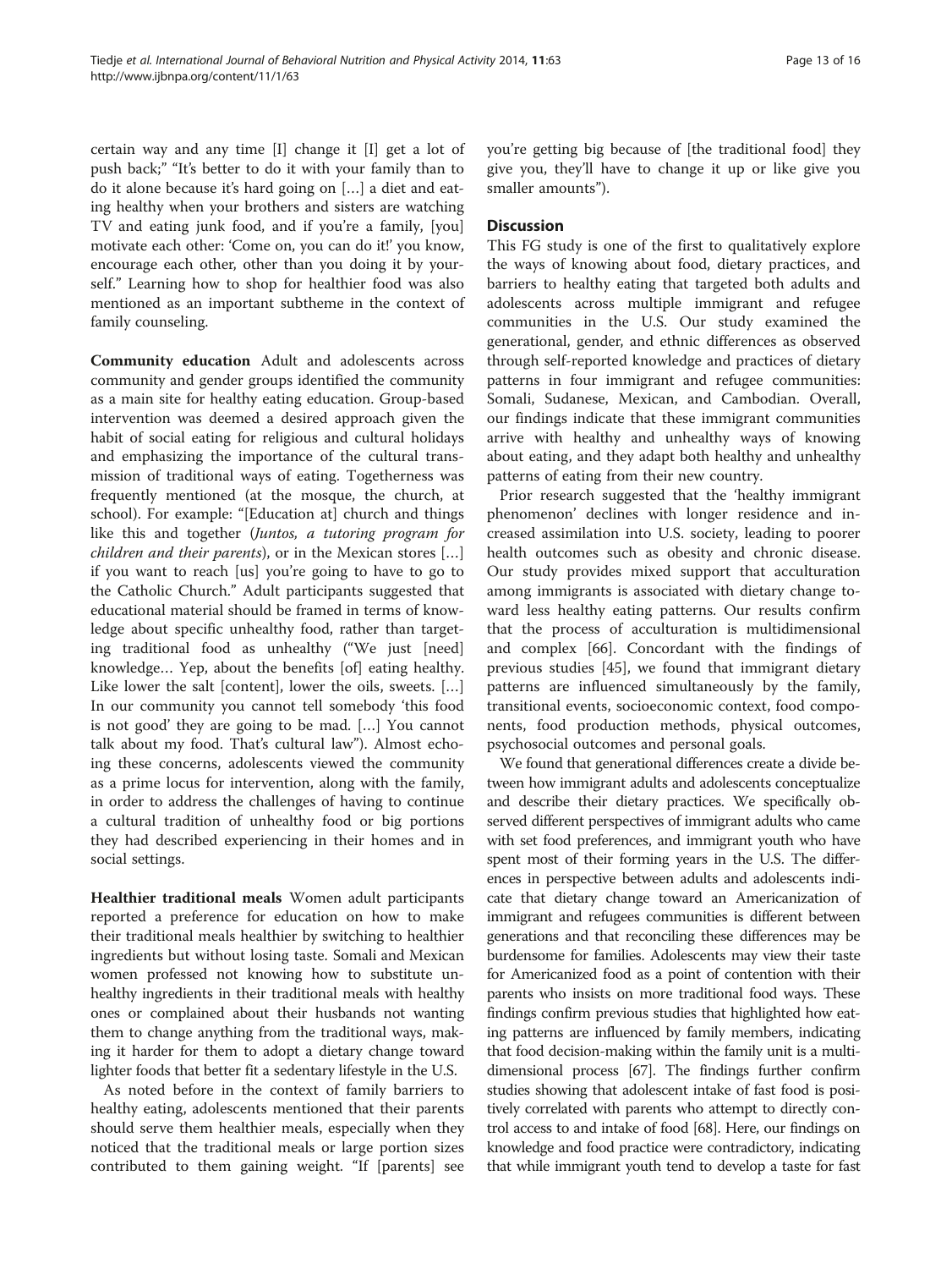certain way and any time [I] change it [I] get a lot of push back;" "It's better to do it with your family than to do it alone because it's hard going on […] a diet and eating healthy when your brothers and sisters are watching TV and eating junk food, and if you're a family, [you] motivate each other: 'Come on, you can do it!' you know, encourage each other, other than you doing it by yourself." Learning how to shop for healthier food was also mentioned as an important subtheme in the context of family counseling.

**Community education** Adult and adolescents across community and gender groups identified the community as a main site for healthy eating education. Group-based intervention was deemed a desired approach given the habit of social eating for religious and cultural holidays and emphasizing the importance of the cultural transmission of traditional ways of eating. Togetherness was frequently mentioned (at the mosque, the church, at school). For example: "[Education at] church and things like this and together (*Juntos, a tutoring program for children and their parents*), or in the Mexican stores […] if you want to reach [us] you're going to have to go to the Catholic Church." Adult participants suggested that educational material should be framed in terms of knowledge about specific unhealthy food, rather than targeting traditional food as unhealthy ("We just [need] knowledge… Yep, about the benefits [of] eating healthy. Like lower the salt [content], lower the oils, sweets. […] In our community you cannot tell somebody 'this food is not good' they are going to be mad. […] You cannot talk about my food. That's cultural law"). Almost echoing these concerns, adolescents viewed the community as a prime locus for intervention, along with the family, in order to address the challenges of having to continue a cultural tradition of unhealthy food or big portions they had described experiencing in their homes and in social settings.

**Healthier traditional meals** Women adult participants reported a preference for education on how to make their traditional meals healthier by switching to healthier ingredients but without losing taste. Somali and Mexican women professed not knowing how to substitute unhealthy ingredients in their traditional meals with healthy ones or complained about their husbands not wanting them to change anything from the traditional ways, making it harder for them to adopt a dietary change toward lighter foods that better fit a sedentary lifestyle in the U.S.

As noted before in the context of family barriers to healthy eating, adolescents mentioned that their parents should serve them healthier meals, especially when they noticed that the traditional meals or large portion sizes contributed to them gaining weight. "If [parents] see you're getting big because of [the traditional food] they give you, they'll have to change it up or like give you smaller amounts").

## Discussion

This FG study is one of the first to qualitatively explore the ways of knowing about food, dietary practices, and barriers to healthy eating that targeted both adults and adolescents across multiple immigrant and refugee communities in the U.S. Our study examined the generational, gender, and ethnic differences as observed through self-reported knowledge and practices of dietary patterns in four immigrant and refugee communities: Somali, Sudanese, Mexican, and Cambodian. Overall, our findings indicate that these immigrant communities arrive with healthy and unhealthy ways of knowing about eating, and they adapt both healthy and unhealthy patterns of eating from their new country.

Prior research suggested that the 'healthy immigrant phenomenon' declines with longer residence and increased assimilation into U.S. society, leading to poorer health outcomes such as obesity and chronic disease. Our study provides mixed support that acculturation among immigrants is associated with dietary change toward less healthy eating patterns. Our results confirm that the process of acculturation is multidimensional and complex [66]. Concordant with the findings of previous studies [45], we found that immigrant dietary patterns are influenced simultaneously by the family, transitional events, socioeconomic context, food components, food production methods, physical outcomes, psychosocial outcomes and personal goals.

We found that generational differences create a divide between how immigrant adults and adolescents conceptualize and describe their dietary practices. We specifically observed different perspectives of immigrant adults who came with set food preferences, and immigrant youth who have spent most of their forming years in the U.S. The differences in perspective between adults and adolescents indicate that dietary change toward an Americanization of immigrant and refugees communities is different between generations and that reconciling these differences may be burdensome for families. Adolescents may view their taste for Americanized food as a point of contention with their parents who insists on more traditional food ways. These findings confirm previous studies that highlighted how eating patterns are influenced by family members, indicating that food decision-making within the family unit is a multidimensional process [67]. The findings further confirm studies showing that adolescent intake of fast food is positively correlated with parents who attempt to directly control access to and intake of food [68]. Here, our findings on knowledge and food practice were contradictory, indicating that while immigrant youth tend to develop a taste for fast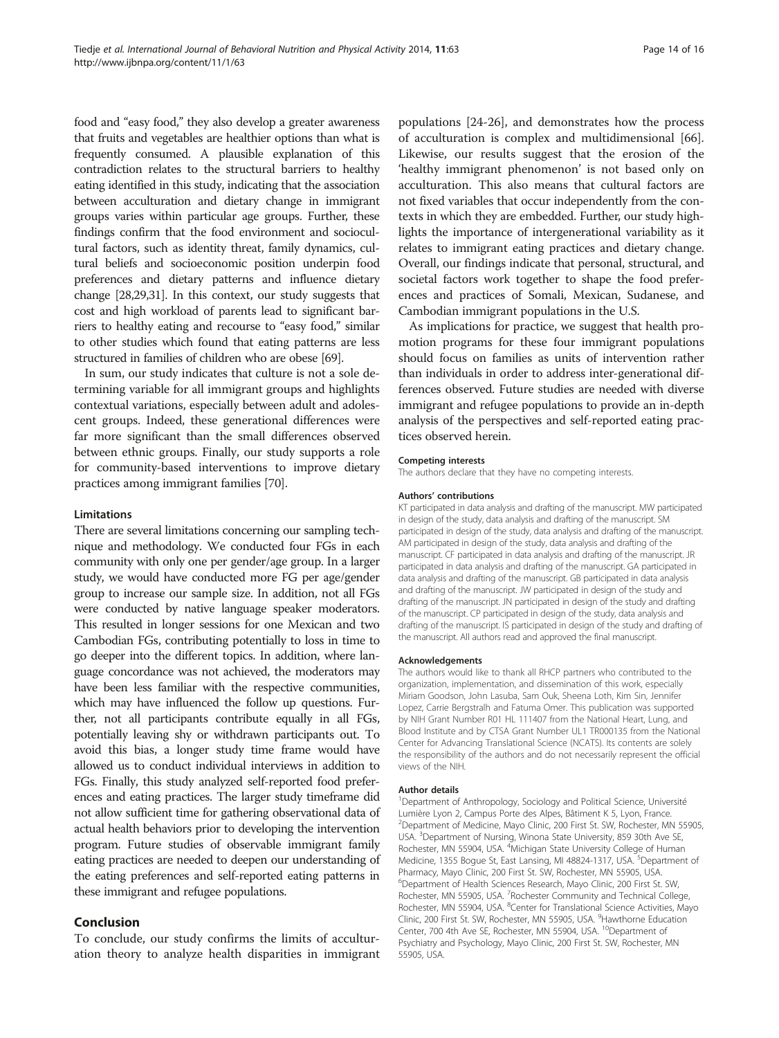food and "easy food," they also develop a greater awareness that fruits and vegetables are healthier options than what is frequently consumed. A plausible explanation of this contradiction relates to the structural barriers to healthy eating identified in this study, indicating that the association between acculturation and dietary change in immigrant groups varies within particular age groups. Further, these findings confirm that the food environment and sociocultural factors, such as identity threat, family dynamics, cultural beliefs and socioeconomic position underpin food preferences and dietary patterns and influence dietary change [28,29,31]. In this context, our study suggests that cost and high workload of parents lead to significant barriers to healthy eating and recourse to "easy food," similar to other studies which found that eating patterns are less structured in families of children who are obese [69].

In sum, our study indicates that culture is not a sole determining variable for all immigrant groups and highlights contextual variations, especially between adult and adolescent groups. Indeed, these generational differences were far more significant than the small differences observed between ethnic groups. Finally, our study supports a role for community-based interventions to improve dietary practices among immigrant families [70].

### Limitations

There are several limitations concerning our sampling technique and methodology. We conducted four FGs in each community with only one per gender/age group. In a larger study, we would have conducted more FG per age/gender group to increase our sample size. In addition, not all FGs were conducted by native language speaker moderators. This resulted in longer sessions for one Mexican and two Cambodian FGs, contributing potentially to loss in time to go deeper into the different topics. In addition, where language concordance was not achieved, the moderators may have been less familiar with the respective communities, which may have influenced the follow up questions. Further, not all participants contribute equally in all FGs, potentially leaving shy or withdrawn participants out. To avoid this bias, a longer study time frame would have allowed us to conduct individual interviews in addition to FGs. Finally, this study analyzed self-reported food preferences and eating practices. The larger study timeframe did not allow sufficient time for gathering observational data of actual health behaviors prior to developing the intervention program. Future studies of observable immigrant family eating practices are needed to deepen our understanding of the eating preferences and self-reported eating patterns in these immigrant and refugee populations.

## Conclusion

To conclude, our study confirms the limits of acculturation theory to analyze health disparities in immigrant populations [24-26], and demonstrates how the process of acculturation is complex and multidimensional [66]. Likewise, our results suggest that the erosion of the 'healthy immigrant phenomenon' is not based only on acculturation. This also means that cultural factors are not fixed variables that occur independently from the contexts in which they are embedded. Further, our study highlights the importance of intergenerational variability as it relates to immigrant eating practices and dietary change. Overall, our findings indicate that personal, structural, and societal factors work together to shape the food preferences and practices of Somali, Mexican, Sudanese, and Cambodian immigrant populations in the U.S.

As implications for practice, we suggest that health promotion programs for these four immigrant populations should focus on families as units of intervention rather than individuals in order to address inter-generational differences observed. Future studies are needed with diverse immigrant and refugee populations to provide an in-depth analysis of the perspectives and self-reported eating practices observed herein.

#### Competing interests

The authors declare that they have no competing interests.

#### Authors' contributions

KT participated in data analysis and drafting of the manuscript. MW participated in design of the study, data analysis and drafting of the manuscript. SM participated in design of the study, data analysis and drafting of the manuscript. AM participated in design of the study, data analysis and drafting of the manuscript. CF participated in data analysis and drafting of the manuscript. JR participated in data analysis and drafting of the manuscript. GA participated in data analysis and drafting of the manuscript. GB participated in data analysis and drafting of the manuscript. JW participated in design of the study and drafting of the manuscript. JN participated in design of the study and drafting of the manuscript. CP participated in design of the study, data analysis and drafting of the manuscript. IS participated in design of the study and drafting of the manuscript. All authors read and approved the final manuscript.

#### Acknowledgements

The authors would like to thank all RHCP partners who contributed to the organization, implementation, and dissemination of this work, especially Miriam Goodson, John Lasuba, Sam Ouk, Sheena Loth, Kim Sin, Jennifer Lopez, Carrie Bergstralh and Fatuma Omer. This publication was supported by NIH Grant Number R01 HL 111407 from the National Heart, Lung, and Blood Institute and by CTSA Grant Number UL1 TR000135 from the National Center for Advancing Translational Science (NCATS). Its contents are solely the responsibility of the authors and do not necessarily represent the official views of the NIH.

#### Author details

[1]Department of Anthropology, Sociology and Political Science, Université Lumière Lyon 2, Campus Porte des Alpes, Bâtiment K 5, Lyon, France. [2]Department of Medicine, Mayo Clinic, 200 First St. SW, Rochester, MN 55905, USA. [3]Department of Nursing, Winona State University, 859 30th Ave SE, Rochester, MN 55904, USA. [4]Michigan State University College of Human Medicine, 1355 Bogue St, East Lansing, MI 48824-1317, USA. [5]Department of Pharmacy, Mayo Clinic, 200 First St. SW, Rochester, MN 55905, USA. [6]Department of Health Sciences Research, Mayo Clinic, 200 First St. SW, Rochester, MN 55905, USA. [7]Rochester Community and Technical College, Rochester, MN 55904, USA. [8]Center for Translational Science Activities, Mayo Clinic, 200 First St. SW, Rochester, MN 55905, USA. [9]Hawthorne Education Center, 700 4th Ave SE, Rochester, MN 55904, USA. [10]Department of Psychiatry and Psychology, Mayo Clinic, 200 First St. SW, Rochester, MN 55905, USA.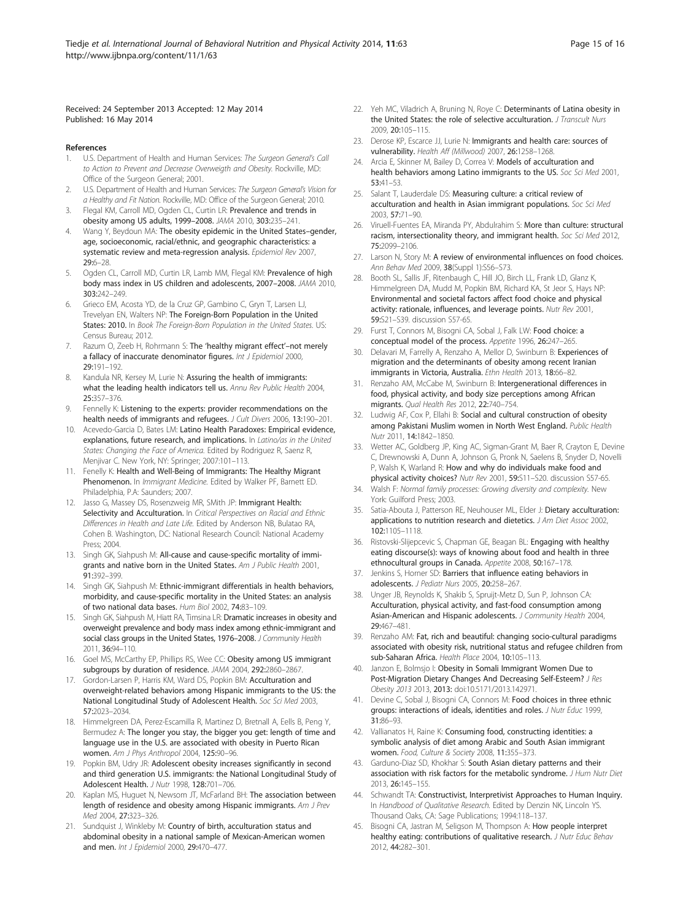Received: 24 September 2013 Accepted: 12 May 2014
Published: 16 May 2014

## References

1. U.S. Department of Health and Human Services: *The Surgeon General's Call to Action to Prevent and Decrease Overweigth and Obesity.* Rockville, MD: Office of the Surgeon General; 2001.
2. U.S. Department of Health and Human Services: *The Surgeon General's Vision for a Healthy and Fit Nation.* Rockville, MD: Office of the Surgeon General; 2010.
3. Flegal KM, Carroll MD, Ogden CL, Curtin LR: **Prevalence and trends in obesity among US adults, 1999–2008.** *JAMA* 2010, **303:**235–241.
4. Wang Y, Beydoun MA: **The obesity epidemic in the United States–gender, age, socioeconomic, racial/ethnic, and geographic characteristics: a systematic review and meta-regression analysis.** *Epidemiol Rev* 2007, **29:**6–28.
5. Ogden CL, Carroll MD, Curtin LR, Lamb MM, Flegal KM: **Prevalence of high body mass index in US children and adolescents, 2007–2008.** *JAMA* 2010, **303:**242–249.
6. Grieco EM, Acosta YD, de la Cruz GP, Gambino C, Gryn T, Larsen LJ, Trevelyan EN, Walters NP: **The Foreign-Born Population in the United States: 2010.** In *Book The Foreign-Born Population in the United States.* US: Census Bureau; 2012.
7. Razum O, Zeeb H, Rohrmann S: **The 'healthy migrant effect'–not merely a fallacy of inaccurate denominator figures.** *Int J Epidemiol* 2000, **29:**191–192.
8. Kandula NR, Kersey M, Lurie N: **Assuring the health of immigrants: what the leading health indicators tell us.** *Annu Rev Public Health* 2004, **25:**357–376.
9. Fennelly K: **Listening to the experts: provider recommendations on the health needs of immigrants and refugees.** *J Cult Divers* 2006, **13:**190–201.
10. Acevedo-Garcia D, Bates LM: **Latino Health Paradoxes: Empirical evidence, explanations, future research, and implications.** In *Latino/as in the United States: Changing the Face of America.* Edited by Rodriguez R, Saenz R, Menjivar C. New York, NY: Springer; 2007:101–113.
11. Fenelly K: **Health and Well-Being of Immigrants: The Healthy Migrant Phenomenon.** In *Immigrant Medicine.* Edited by Walker PF, Barnett ED. Philadelphia, P.A: Saunders; 2007.
12. Jasso G, Massey DS, Rosenzweig MR, SMith JP: **Immigrant Health: Selectivity and Acculturation.** In *Critical Perspectives on Racial and Ethnic Differences in Health and Late Life.* Edited by Anderson NB, Bulatao RA, Cohen B. Washington, DC: National Research Council: National Academy Press; 2004.
13. Singh GK, Siahpush M: **All-cause and cause-specific mortality of immigrants and native born in the United States.** *Am J Public Health* 2001, **91:**392–399.
14. Singh GK, Siahpush M: **Ethnic-immigrant differentials in health behaviors, morbidity, and cause-specific mortality in the United States: an analysis of two national data bases.** *Hum Biol* 2002, **74:**83–109.
15. Singh GK, Siahpush M, Hiatt RA, Timsina LR: **Dramatic increases in obesity and overweight prevalence and body mass index among ethnic-immigrant and social class groups in the United States, 1976–2008.** *J Community Health* 2011, **36:**94–110.
16. Goel MS, McCarthy EP, Phillips RS, Wee CC: **Obesity among US immigrant subgroups by duration of residence.** *JAMA* 2004, **292:**2860–2867.
17. Gordon-Larsen P, Harris KM, Ward DS, Popkin BM: **Acculturation and overweight-related behaviors among Hispanic immigrants to the US: the National Longitudinal Study of Adolescent Health.** *Soc Sci Med* 2003, **57:**2023–2034.
18. Himmelgreen DA, Perez-Escamilla R, Martinez D, Bretnall A, Eells B, Peng Y, Bermudez A: **The longer you stay, the bigger you get: length of time and language use in the U.S. are associated with obesity in Puerto Rican women.** *Am J Phys Anthropol* 2004, **125:**90–96.
19. Popkin BM, Udry JR: **Adolescent obesity increases significantly in second and third generation U.S. immigrants: the National Longitudinal Study of Adolescent Health.** *J Nutr* 1998, **128:**701–706.
20. Kaplan MS, Huguet N, Newsom JT, McFarland BH: **The association between length of residence and obesity among Hispanic immigrants.** *Am J Prev Med* 2004, **27:**323–326.
21. Sundquist J, Winkleby M: **Country of birth, acculturation status and abdominal obesity in a national sample of Mexican-American women and men.** *Int J Epidemiol* 2000, **29:**470–477.
22. Yeh MC, Viladrich A, Bruning N, Roye C: **Determinants of Latina obesity in the United States: the role of selective acculturation.** *J Transcult Nurs* 2009, **20:**105–115.
23. Derose KP, Escarce JJ, Lurie N: **Immigrants and health care: sources of vulnerability.** *Health Aff (Millwood)* 2007, **26:**1258–1268.
24. Arcia E, Skinner M, Bailey D, Correa V: **Models of acculturation and health behaviors among Latino immigrants to the US.** *Soc Sci Med* 2001, **53:**41–53.
25. Salant T, Lauderdale DS: **Measuring culture: a critical review of acculturation and health in Asian immigrant populations.** *Soc Sci Med* 2003, **57:**71–90.
26. Viruell-Fuentes EA, Miranda PY, Abdulrahim S: **More than culture: structural racism, intersectionality theory, and immigrant health.** *Soc Sci Med* 2012, **75:**2099–2106.
27. Larson N, Story M: **A review of environmental influences on food choices.** *Ann Behav Med* 2009, **38**(Suppl 1)**:**S56–S73.
28. Booth SL, Sallis JF, Ritenbaugh C, Hill JO, Birch LL, Frank LD, Glanz K, Himmelgreen DA, Mudd M, Popkin BM, Richard KA, St Jeor S, Hays NP: **Environmental and societal factors affect food choice and physical activity: rationale, influences, and leverage points.** *Nutr Rev* 2001, **59:**S21–S39. discussion S57-65.
29. Furst T, Connors M, Bisogni CA, Sobal J, Falk LW: **Food choice: a conceptual model of the process.** *Appetite* 1996, **26:**247–265.
30. Delavari M, Farrelly A, Renzaho A, Mellor D, Swinburn B: **Experiences of migration and the determinants of obesity among recent Iranian immigrants in Victoria, Australia.** *Ethn Health* 2013, **18:**66–82.
31. Renzaho AM, McCabe M, Swinburn B: **Intergenerational differences in food, physical activity, and body size perceptions among African migrants.** *Qual Health Res* 2012, **22:**740–754.
32. Ludwig AF, Cox P, Ellahi B: **Social and cultural construction of obesity among Pakistani Muslim women in North West England.** *Public Health Nutr* 2011, **14:**1842–1850.
33. Wetter AC, Goldberg JP, King AC, Sigman-Grant M, Baer R, Crayton E, Devine C, Drewnowski A, Dunn A, Johnson G, Pronk N, Saelens B, Snyder D, Novelli P, Walsh K, Warland R: **How and why do individuals make food and physical activity choices?** *Nutr Rev* 2001, **59:**S11–S20. discussion S57-65.
34. Walsh F: *Normal family processes: Growing diversity and complexity.* New York: Guilford Press; 2003.
35. Satia-Abouta J, Patterson RE, Neuhouser ML, Elder J: **Dietary acculturation: applications to nutrition research and dietetics.** *J Am Diet Assoc* 2002, **102:**1105–1118.
36. Ristovski-Slijepcevic S, Chapman GE, Beagan BL: **Engaging with healthy eating discourse(s): ways of knowing about food and health in three ethnocultural groups in Canada.** *Appetite* 2008, **50:**167–178.
37. Jenkins S, Horner SD: **Barriers that influence eating behaviors in adolescents.** *J Pediatr Nurs* 2005, **20:**258–267.
38. Unger JB, Reynolds K, Shakib S, Spruijt-Metz D, Sun P, Johnson CA: **Acculturation, physical activity, and fast-food consumption among Asian-American and Hispanic adolescents.** *J Community Health* 2004, **29:**467–481.
39. Renzaho AM: **Fat, rich and beautiful: changing socio-cultural paradigms associated with obesity risk, nutritional status and refugee children from sub-Saharan Africa.** *Health Place* 2004, **10:**105–113.
40. Janzon E, Bolmsjo I: **Obesity in Somali Immigrant Women Due to Post-Migration Dietary Changes And Decreasing Self-Esteem?** *J Res Obesity 2013* 2013, **2013:** doi:10.5171/2013.142971.
41. Devine C, Sobal J, Bisogni CA, Connors M: **Food choices in three ethnic groups: interactions of ideals, identities and roles.** *J Nutr Educ* 1999, **31:**86–93.
42. Vallianatos H, Raine K: **Consuming food, constructing identities: a symbolic analysis of diet among Arabic and South Asian immigrant women.** *Food, Culture & Society* 2008, **11:**355–373.
43. Garduno-Diaz SD, Khokhar S: **South Asian dietary patterns and their association with risk factors for the metabolic syndrome.** *J Hum Nutr Diet* 2013, **26:**145–155.
44. Schwandt TA: **Constructivist, Interpretivist Approaches to Human Inquiry.** In *Handbood of Qualitative Research.* Edited by Denzin NK, Lincoln YS. Thousand Oaks, CA: Sage Publications; 1994:118–137.
45. Bisogni CA, Jastran M, Seligson M, Thompson A: **How people interpret healthy eating: contributions of qualitative research.** *J Nutr Educ Behav* 2012, **44:**282–301.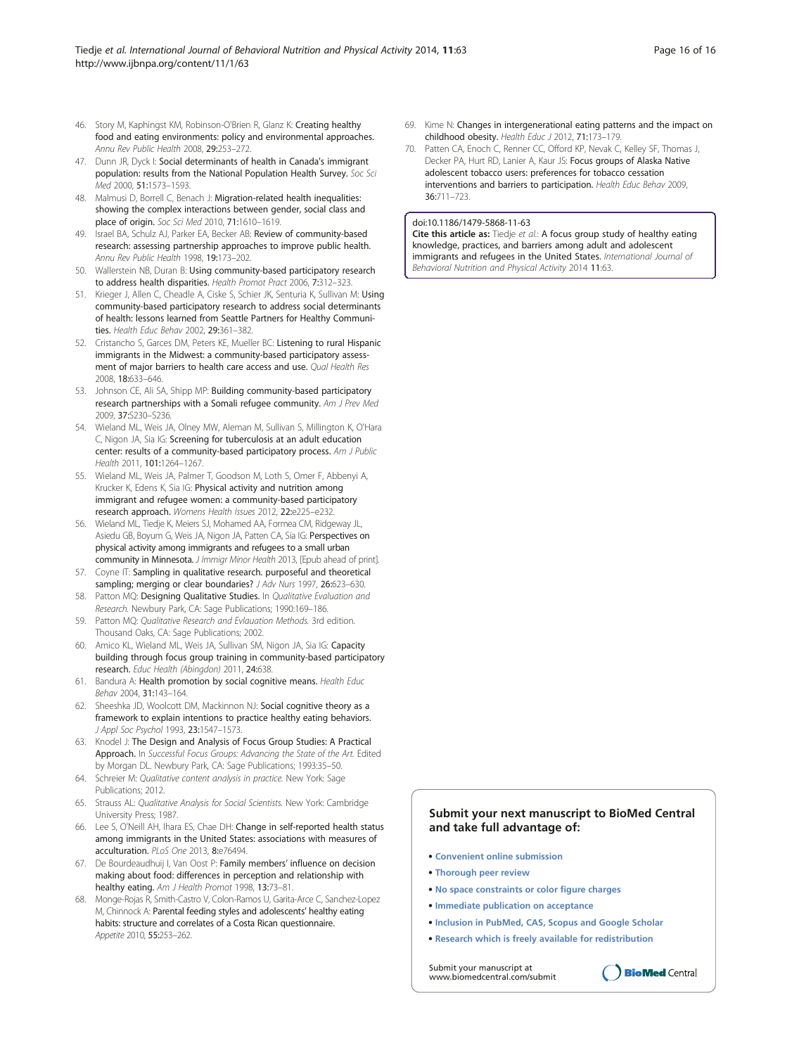46. Story M, Kaphingst KM, Robinson-O'Brien R, Glanz K: **Creating healthy food and eating environments: policy and environmental approaches.** *Annu Rev Public Health* 2008, **29:**253–272.
47. Dunn JR, Dyck I: **Social determinants of health in Canada's immigrant population: results from the National Population Health Survey.** *Soc Sci Med* 2000, **51:**1573–1593.
48. Malmusi D, Borrell C, Benach J: **Migration-related health inequalities: showing the complex interactions between gender, social class and place of origin.** *Soc Sci Med* 2010, **71:**1610–1619.
49. Israel BA, Schulz AJ, Parker EA, Becker AB: **Review of community-based research: assessing partnership approaches to improve public health.** *Annu Rev Public Health* 1998, **19:**173–202.
50. Wallerstein NB, Duran B: **Using community-based participatory research to address health disparities.** *Health Promot Pract* 2006, **7:**312–323.
51. Krieger J, Allen C, Cheadle A, Ciske S, Schier JK, Senturia K, Sullivan M: **Using community-based participatory research to address social determinants of health: lessons learned from Seattle Partners for Healthy Communities.** *Health Educ Behav* 2002, **29:**361–382.
52. Cristancho S, Garces DM, Peters KE, Mueller BC: **Listening to rural Hispanic immigrants in the Midwest: a community-based participatory assessment of major barriers to health care access and use.** *Qual Health Res* 2008, **18:**633–646.
53. Johnson CE, Ali SA, Shipp MP: **Building community-based participatory research partnerships with a Somali refugee community.** *Am J Prev Med* 2009, **37:**S230–S236.
54. Wieland ML, Weis JA, Olney MW, Aleman M, Sullivan S, Millington K, O'Hara C, Nigon JA, Sia IG: **Screening for tuberculosis at an adult education center: results of a community-based participatory process.** *Am J Public Health* 2011, **101:**1264–1267.
55. Wieland ML, Weis JA, Palmer T, Goodson M, Loth S, Omer F, Abbenyi A, Krucker K, Edens K, Sia IG: **Physical activity and nutrition among immigrant and refugee women: a community-based participatory research approach.** *Womens Health Issues* 2012, **22:**e225–e232.
56. Wieland ML, Tiedje K, Meiers SJ, Mohamed AA, Formea CM, Ridgeway JL, Asiedu GB, Boyum G, Weis JA, Nigon JA, Patten CA, Sia IG: **Perspectives on physical activity among immigrants and refugees to a small urban community in Minnesota.** *J Immigr Minor Health* 2013, [Epub ahead of print].
57. Coyne IT: **Sampling in qualitative research. purposeful and theoretical sampling; merging or clear boundaries?** *J Adv Nurs* 1997, **26:**623–630.
58. Patton MQ: **Designing Qualitative Studies.** In *Qualitative Evaluation and Research.* Newbury Park, CA: Sage Publications; 1990:169–186.
59. Patton MQ: *Qualitative Research and Evlauation Methods.* 3rd edition. Thousand Oaks, CA: Sage Publications; 2002.
60. Amico KL, Wieland ML, Weis JA, Sullivan SM, Nigon JA, Sia IG: **Capacity building through focus group training in community-based participatory research.** *Educ Health (Abingdon)* 2011, **24:**638.
61. Bandura A: **Health promotion by social cognitive means.** *Health Educ Behav* 2004, **31:**143–164.
62. Sheeshka JD, Woolcott DM, Mackinnon NJ: **Social cognitive theory as a framework to explain intentions to practice healthy eating behaviors.** *J Appl Soc Psychol* 1993, **23:**1547–1573.
63. Knodel J: **The Design and Analysis of Focus Group Studies: A Practical Approach.** In *Successful Focus Groups: Advancing the State of the Art.* Edited by Morgan DL. Newbury Park, CA: Sage Publications; 1993:35–50.
64. Schreier M: *Qualitative content analysis in practice.* New York: Sage Publications; 2012.
65. Strauss AL: *Qualitative Analysis for Social Scientists.* New York: Cambridge University Press; 1987.
66. Lee S, O'Neill AH, Ihara ES, Chae DH: **Change in self-reported health status among immigrants in the United States: associations with measures of acculturation.** *PLoS One* 2013, **8:**e76494.
67. De Bourdeaudhuij I, Van Oost P: **Family members' influence on decision making about food: differences in perception and relationship with healthy eating.** *Am J Health Promot* 1998, **13:**73–81.
68. Monge-Rojas R, Smith-Castro V, Colon-Ramos U, Garita-Arce C, Sanchez-Lopez M, Chinnock A: **Parental feeding styles and adolescents' healthy eating habits: structure and correlates of a Costa Rican questionnaire.** *Appetite* 2010, **55:**253–262.
69. Kime N: **Changes in intergenerational eating patterns and the impact on childhood obesity.** *Health Educ J* 2012, **71:**173–179.
70. Patten CA, Enoch C, Renner CC, Offord KP, Nevak C, Kelley SF, Thomas J, Decker PA, Hurt RD, Lanier A, Kaur JS: **Focus groups of Alaska Native adolescent tobacco users: preferences for tobacco cessation interventions and barriers to participation.** *Health Educ Behav* 2009, **36:**711–723.

doi:10.1186/1479-5868-11-63

**Cite this article as:** Tiedje *et al.*: A focus group study of healthy eating knowledge, practices, and barriers among adult and adolescent immigrants and refugees in the United States. *International Journal of Behavioral Nutrition and Physical Activity* 2014 **11**:63.

**Submit your next manuscript to BioMed Central and take full advantage of:**

- **Convenient online submission**
- **Thorough peer review**
- **No space constraints or color figure charges**
- **Immediate publication on acceptance**
- **Inclusion in PubMed, CAS, Scopus and Google Scholar**
- **Research which is freely available for redistribution**

Submit your manuscript at www.biomedcentral.com/submit

BioMed Central